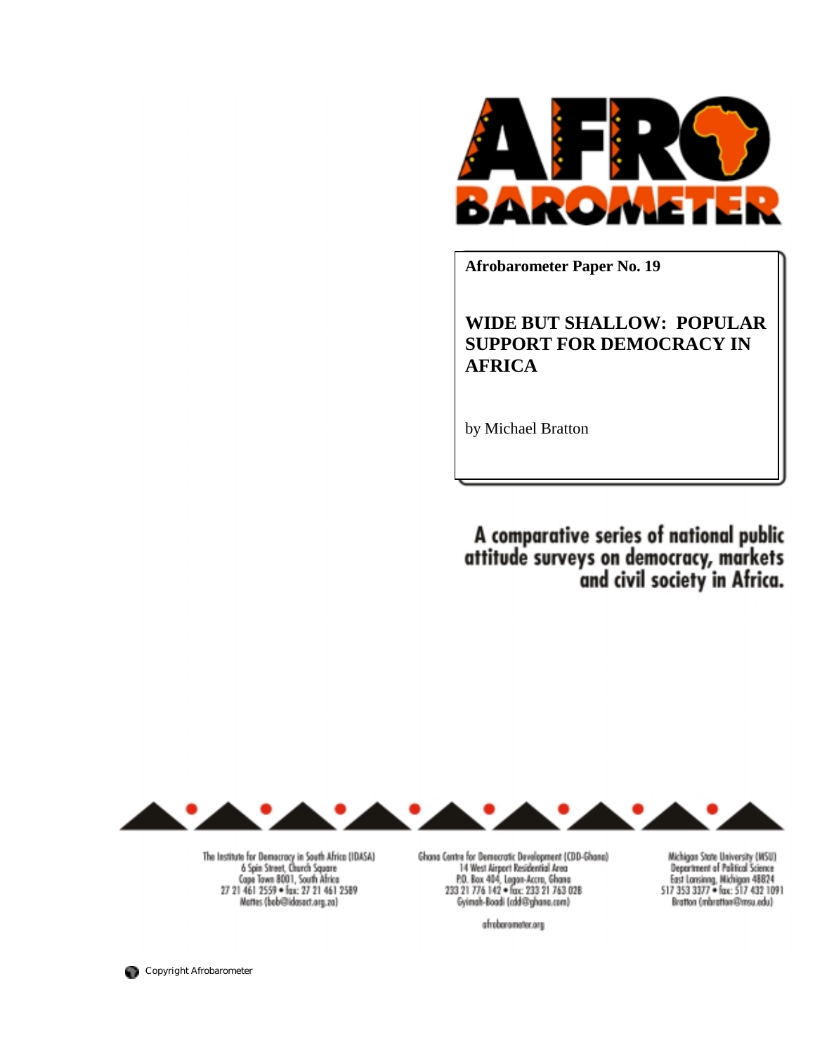**Afrobarometer Paper No. 19**

# WIDE BUT SHALLOW: POPULAR SUPPORT FOR DEMOCRACY IN AFRICA

by Michael Bratton

A comparative series of national public attitude surveys on democracy, markets and civil society in Africa.

The Institute for Democracy in South Africa (IDASA)
6 Spin Street, Church Square
Cape Town 8001, South Africa
27 21 461 2559 • fax: 27 21 461 2589
Mattes (bob@idasact.org.za)

Ghana Centre for Democratic Development (CDD-Ghana)
14 West Airport Residential Area
P.O. Box 404, Legon-Accra, Ghana
233 21 776 142 • fax: 233 21 763 028
Gyimah-Boadi (cdd@ghana.com)

Michigan State University (MSU)
Department of Political Science
East Lansinng, Michigan 48824
517 353 3377 • fax: 517 432 1091
Bratton (mbratton@msu.edu)

afrobarometer.org

Copyright Afrobarometer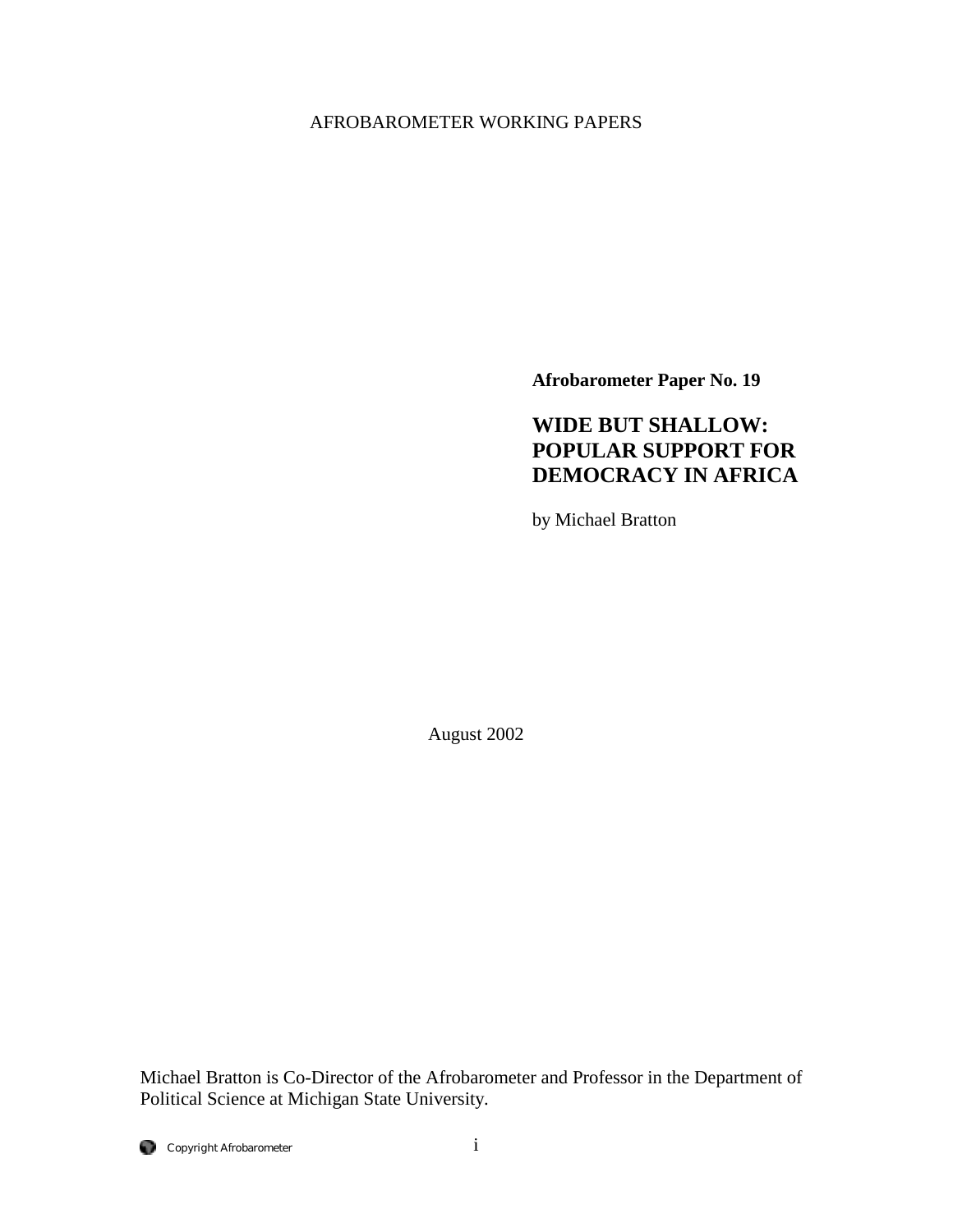AFROBAROMETER WORKING PAPERS

**Afrobarometer Paper No. 19**

## WIDE BUT SHALLOW: POPULAR SUPPORT FOR DEMOCRACY IN AFRICA

by Michael Bratton

August 2002

Michael Bratton is Co-Director of the Afrobarometer and Professor in the Department of Political Science at Michigan State University.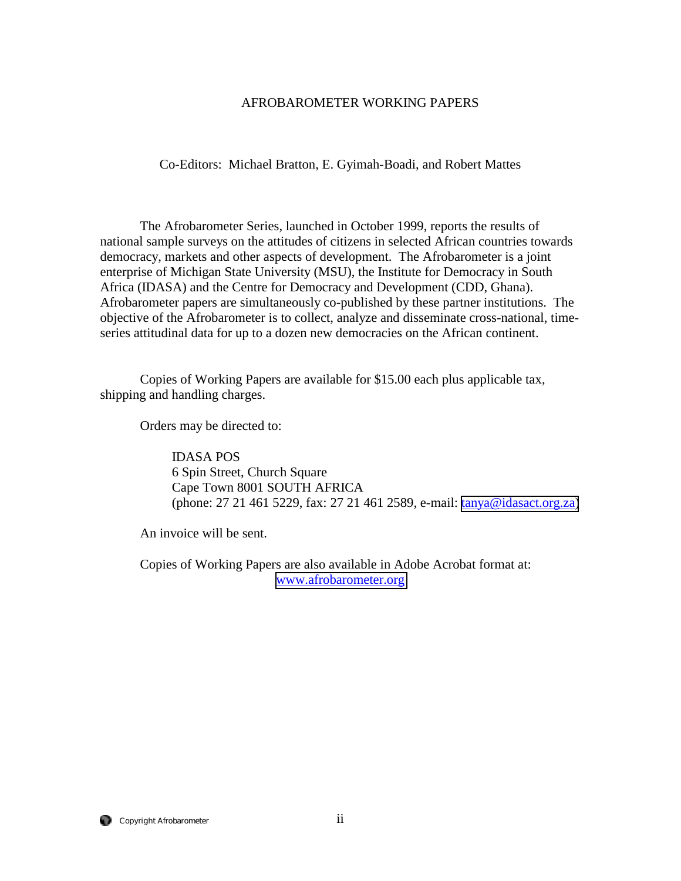# AFROBAROMETER WORKING PAPERS

Co-Editors: Michael Bratton, E. Gyimah-Boadi, and Robert Mattes

The Afrobarometer Series, launched in October 1999, reports the results of national sample surveys on the attitudes of citizens in selected African countries towards democracy, markets and other aspects of development. The Afrobarometer is a joint enterprise of Michigan State University (MSU), the Institute for Democracy in South Africa (IDASA) and the Centre for Democracy and Development (CDD, Ghana). Afrobarometer papers are simultaneously co-published by these partner institutions. The objective of the Afrobarometer is to collect, analyze and disseminate cross-national, time-series attitudinal data for up to a dozen new democracies on the African continent.

Copies of Working Papers are available for $15.00 each plus applicable tax, shipping and handling charges.

Orders may be directed to:

IDASA POS
6 Spin Street, Church Square
Cape Town 8001 SOUTH AFRICA
(phone: 27 21 461 5229, fax: 27 21 461 2589, e-mail: tanya@idasact.org.za)

An invoice will be sent.

Copies of Working Papers are also available in Adobe Acrobat format at: www.afrobarometer.org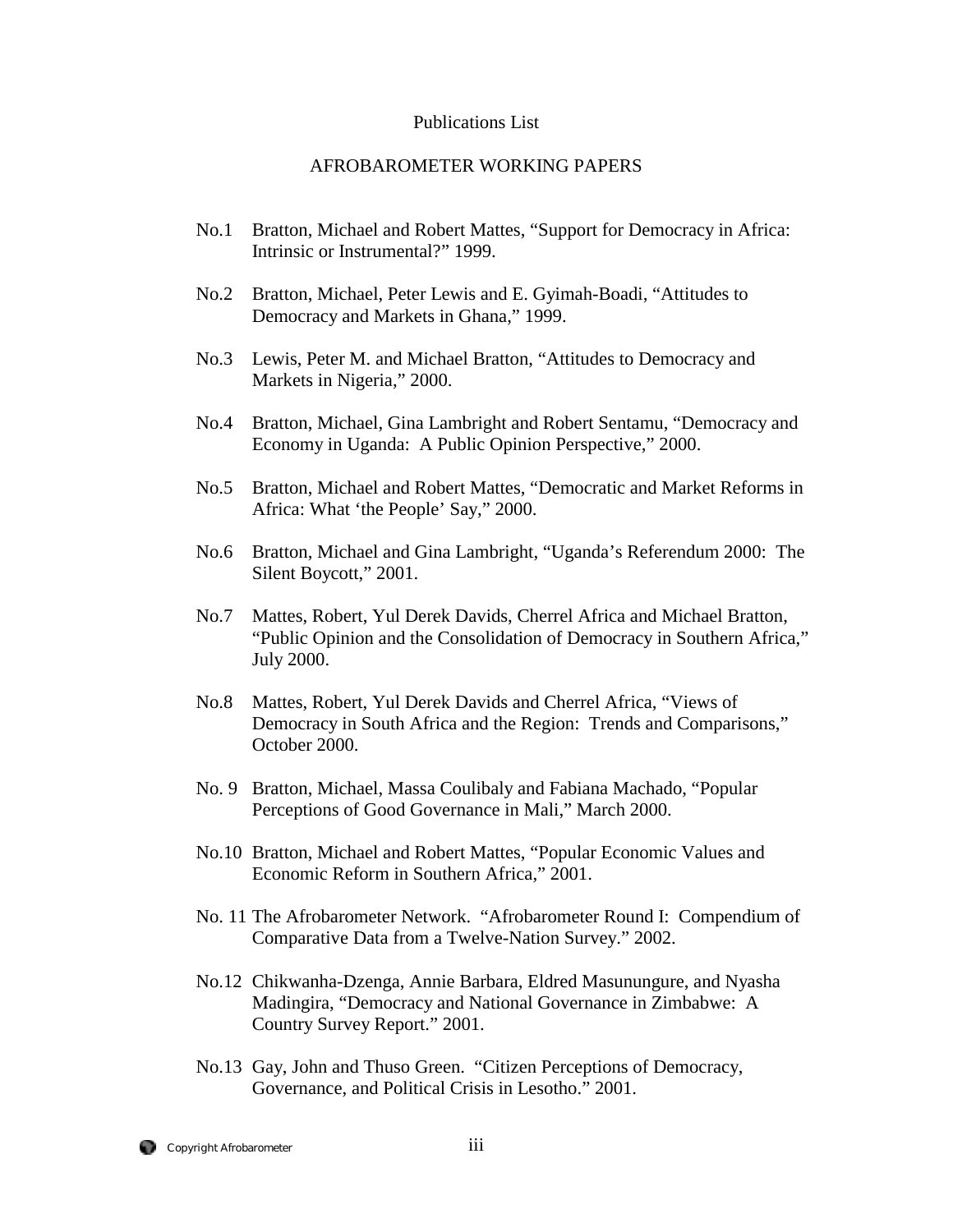Publications List

## AFROBAROMETER WORKING PAPERS

- No.1 Bratton, Michael and Robert Mattes, "Support for Democracy in Africa: Intrinsic or Instrumental?" 1999.
- No.2 Bratton, Michael, Peter Lewis and E. Gyimah-Boadi, "Attitudes to Democracy and Markets in Ghana," 1999.
- No.3 Lewis, Peter M. and Michael Bratton, "Attitudes to Democracy and Markets in Nigeria," 2000.
- No.4 Bratton, Michael, Gina Lambright and Robert Sentamu, "Democracy and Economy in Uganda: A Public Opinion Perspective," 2000.
- No.5 Bratton, Michael and Robert Mattes, "Democratic and Market Reforms in Africa: What 'the People' Say," 2000.
- No.6 Bratton, Michael and Gina Lambright, "Uganda's Referendum 2000: The Silent Boycott," 2001.
- No.7 Mattes, Robert, Yul Derek Davids, Cherrel Africa and Michael Bratton, "Public Opinion and the Consolidation of Democracy in Southern Africa," July 2000.
- No.8 Mattes, Robert, Yul Derek Davids and Cherrel Africa, "Views of Democracy in South Africa and the Region: Trends and Comparisons," October 2000.
- No. 9 Bratton, Michael, Massa Coulibaly and Fabiana Machado, "Popular Perceptions of Good Governance in Mali," March 2000.
- No.10 Bratton, Michael and Robert Mattes, "Popular Economic Values and Economic Reform in Southern Africa," 2001.
- No. 11 The Afrobarometer Network. "Afrobarometer Round I: Compendium of Comparative Data from a Twelve-Nation Survey." 2002.
- No.12 Chikwanha-Dzenga, Annie Barbara, Eldred Masunungure, and Nyasha Madingira, "Democracy and National Governance in Zimbabwe: A Country Survey Report." 2001.
- No.13 Gay, John and Thuso Green. "Citizen Perceptions of Democracy, Governance, and Political Crisis in Lesotho." 2001.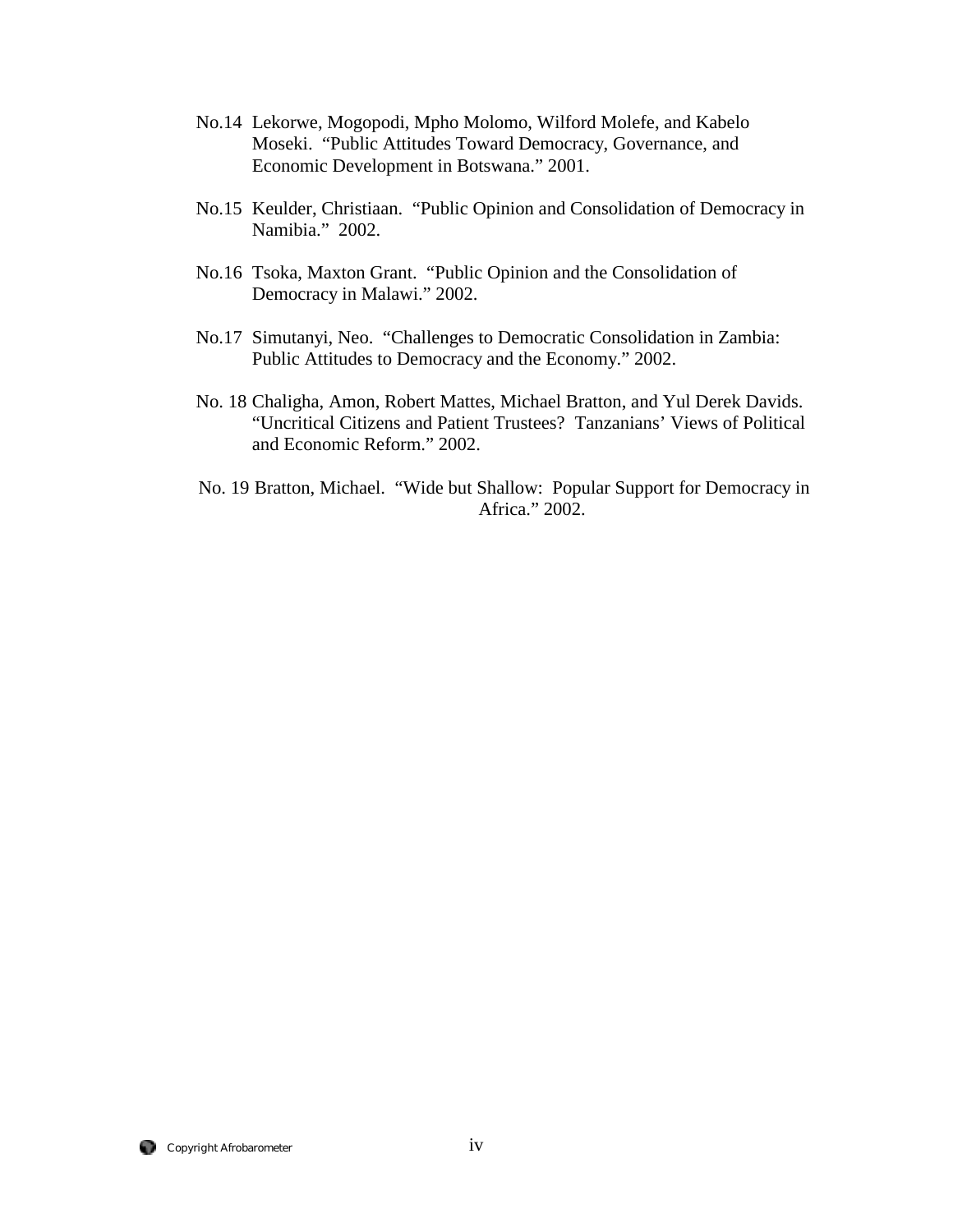No.14 Lekorwe, Mogopodi, Mpho Molomo, Wilford Molefe, and Kabelo Moseki. "Public Attitudes Toward Democracy, Governance, and Economic Development in Botswana." 2001.

No.15 Keulder, Christiaan. "Public Opinion and Consolidation of Democracy in Namibia." 2002.

No.16 Tsoka, Maxton Grant. "Public Opinion and the Consolidation of Democracy in Malawi." 2002.

No.17 Simutanyi, Neo. "Challenges to Democratic Consolidation in Zambia: Public Attitudes to Democracy and the Economy." 2002.

No. 18 Chaligha, Amon, Robert Mattes, Michael Bratton, and Yul Derek Davids. "Uncritical Citizens and Patient Trustees? Tanzanians' Views of Political and Economic Reform." 2002.

No. 19 Bratton, Michael. "Wide but Shallow: Popular Support for Democracy in Africa." 2002.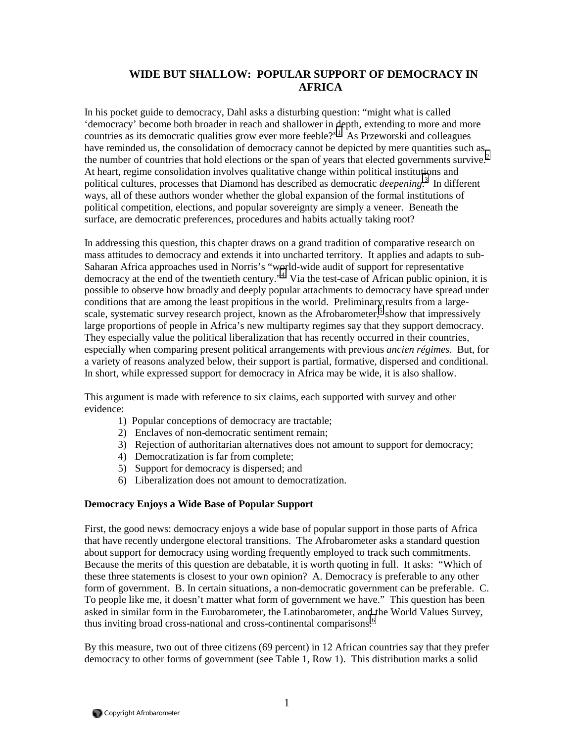# WIDE BUT SHALLOW: POPULAR SUPPORT OF DEMOCRACY IN AFRICA

In his pocket guide to democracy, Dahl asks a disturbing question: "might what is called 'democracy' become both broader in reach and shallower in depth, extending to more and more countries as its democratic qualities grow ever more feeble?"[1] As Przeworski and colleagues have reminded us, the consolidation of democracy cannot be depicted by mere quantities such as the number of countries that hold elections or the span of years that elected governments survive.[2] At heart, regime consolidation involves qualitative change within political institutions and political cultures, processes that Diamond has described as democratic *deepening*.[3] In different ways, all of these authors wonder whether the global expansion of the formal institutions of political competition, elections, and popular sovereignty are simply a veneer. Beneath the surface, are democratic preferences, procedures and habits actually taking root?

In addressing this question, this chapter draws on a grand tradition of comparative research on mass attitudes to democracy and extends it into uncharted territory. It applies and adapts to sub-Saharan Africa approaches used in Norris's "world-wide audit of support for representative democracy at the end of the twentieth century."[4] Via the test-case of African public opinion, it is possible to observe how broadly and deeply popular attachments to democracy have spread under conditions that are among the least propitious in the world. Preliminary results from a large-scale, systematic survey research project, known as the Afrobarometer,[5] show that impressively large proportions of people in Africa's new multiparty regimes say that they support democracy. They especially value the political liberalization that has recently occurred in their countries, especially when comparing present political arrangements with previous *ancien régimes*. But, for a variety of reasons analyzed below, their support is partial, formative, dispersed and conditional. In short, while expressed support for democracy in Africa may be wide, it is also shallow.

This argument is made with reference to six claims, each supported with survey and other evidence:

1) Popular conceptions of democracy are tractable;
2) Enclaves of non-democratic sentiment remain;
3) Rejection of authoritarian alternatives does not amount to support for democracy;
4) Democratization is far from complete;
5) Support for democracy is dispersed; and
6) Liberalization does not amount to democratization.

### Democracy Enjoys a Wide Base of Popular Support

First, the good news: democracy enjoys a wide base of popular support in those parts of Africa that have recently undergone electoral transitions. The Afrobarometer asks a standard question about support for democracy using wording frequently employed to track such commitments. Because the merits of this question are debatable, it is worth quoting in full. It asks: "Which of these three statements is closest to your own opinion? A. Democracy is preferable to any other form of government. B. In certain situations, a non-democratic government can be preferable. C. To people like me, it doesn't matter what form of government we have." This question has been asked in similar form in the Eurobarometer, the Latinobarometer, and the World Values Survey, thus inviting broad cross-national and cross-continental comparisons.[6]

By this measure, two out of three citizens (69 percent) in 12 African countries say that they prefer democracy to other forms of government (see Table 1, Row 1). This distribution marks a solid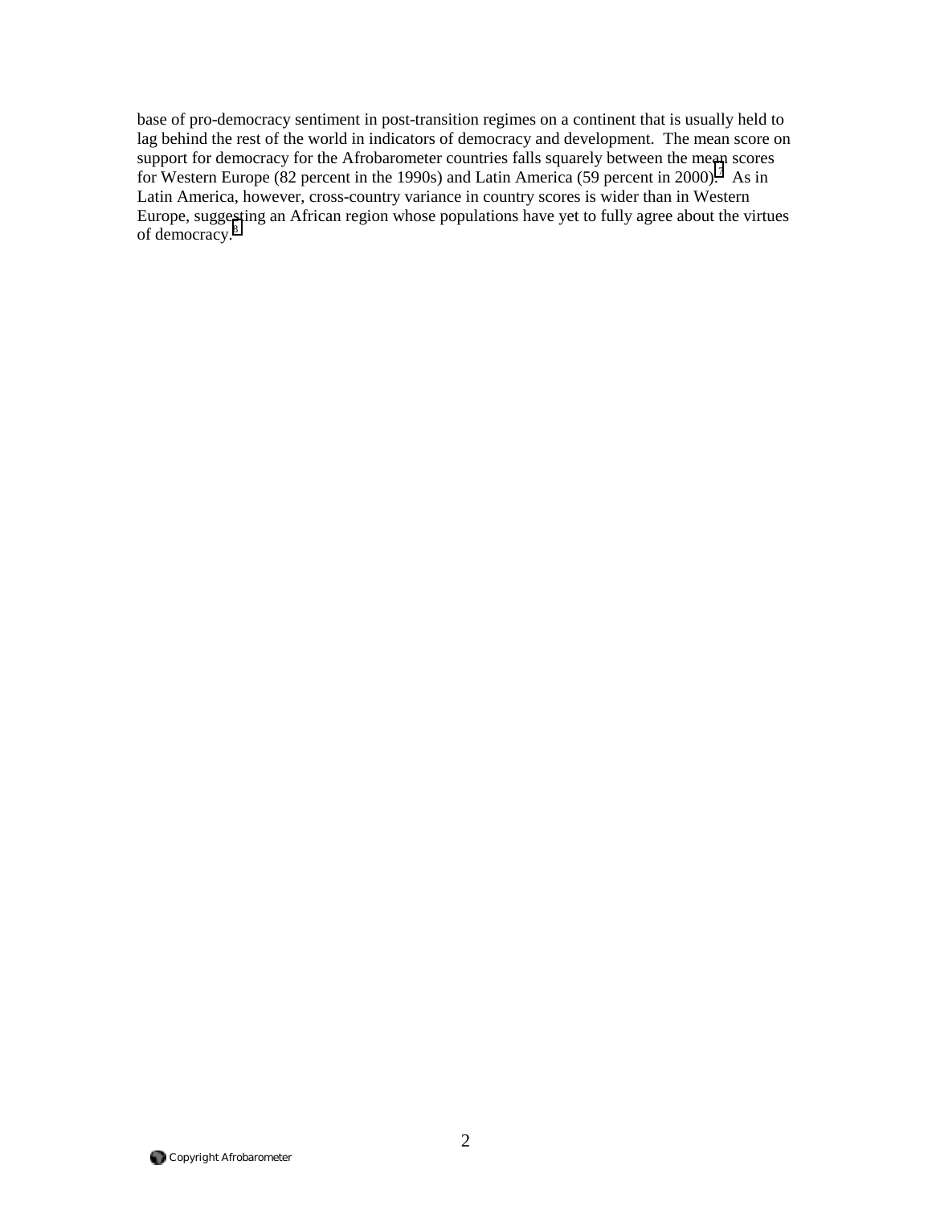base of pro-democracy sentiment in post-transition regimes on a continent that is usually held to lag behind the rest of the world in indicators of democracy and development. The mean score on support for democracy for the Afrobarometer countries falls squarely between the mean scores for Western Europe (82 percent in the 1990s) and Latin America (59 percent in 2000).[7] As in Latin America, however, cross-country variance in country scores is wider than in Western Europe, suggesting an African region whose populations have yet to fully agree about the virtues of democracy.[8]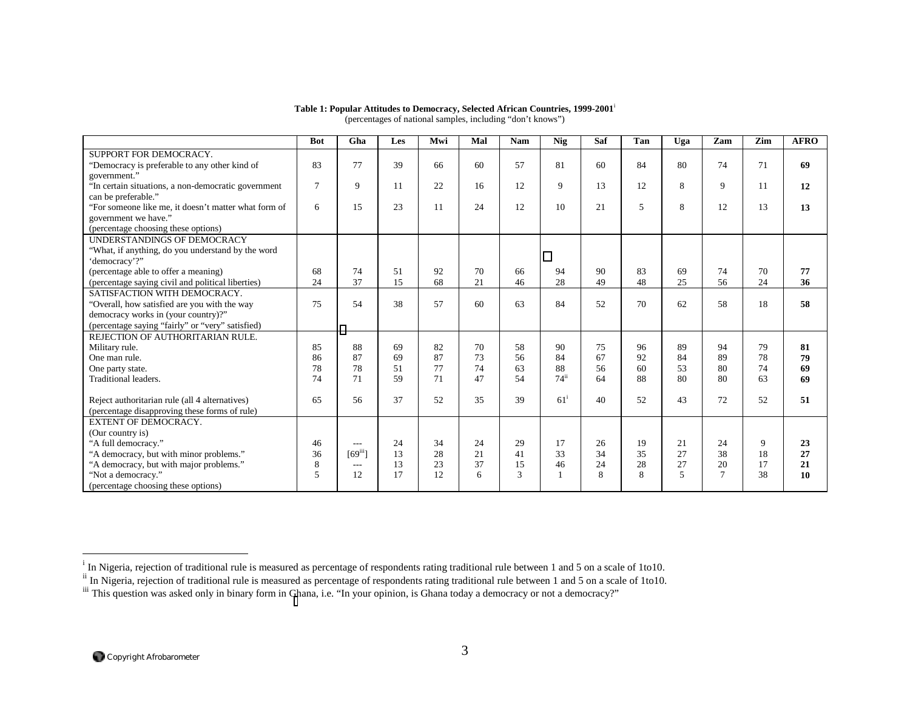**Table 1: Popular Attitudes to Democracy, Selected African Countries, 1999-2001**[i]
(percentages of national samples, including "don't knows")

| | Bot | Gha | Les | Mwi | Mal | Nam | Nig | Saf | Tan | Uga | Zam | Zim | AFRO |
|---|---|---|---|---|---|---|---|---|---|---|---|---|---|
| SUPPORT FOR DEMOCRACY. | | | | | | | | | | | | | |
| "Democracy is preferable to any other kind of government." | 83 | 77 | 39 | 66 | 60 | 57 | 81 | 60 | 84 | 80 | 74 | 71 | **69** |
| "In certain situations, a non-democratic government can be preferable." | 7 | 9 | 11 | 22 | 16 | 12 | 9 | 13 | 12 | 8 | 9 | 11 | **12** |
| "For someone like me, it doesn't matter what form of government we have." | 6 | 15 | 23 | 11 | 24 | 12 | 10 | 21 | 5 | 8 | 12 | 13 | **13** |
| (percentage choosing these options) | | | | | | | | | | | | | |
| UNDERSTANDINGS OF DEMOCRACY | | | | | | | | | | | | | |
| "What, if anything, do you understand by the word 'democracy'?" | | | | | | | | | | | | | |
| (percentage able to offer a meaning) | 68 | 74 | 51 | 92 | 70 | 66 | 94 | 90 | 83 | 69 | 74 | 70 | **77** |
| (percentage saying civil and political liberties) | 24 | 37 | 15 | 68 | 21 | 46 | 28 | 49 | 48 | 25 | 56 | 24 | **36** |
| SATISFACTION WITH DEMOCRACY. | | | | | | | | | | | | | |
| "Overall, how satisfied are you with the way democracy works in (your country)?" | 75 | 54 | 38 | 57 | 60 | 63 | 84 | 52 | 70 | 62 | 58 | 18 | **58** |
| (percentage saying "fairly" or "very" satisfied) | | | | | | | | | | | | | |
| REJECTION OF AUTHORITARIAN RULE. | | | | | | | | | | | | | |
| Military rule. | 85 | 88 | 69 | 82 | 70 | 58 | 90 | 75 | 96 | 89 | 94 | 79 | **81** |
| One man rule. | 86 | 87 | 69 | 87 | 73 | 56 | 84 | 67 | 92 | 84 | 89 | 78 | **79** |
| One party state. | 78 | 78 | 51 | 77 | 74 | 63 | 88 | 56 | 60 | 53 | 80 | 74 | **69** |
| Traditional leaders. | 74 | 71 | 59 | 71 | 47 | 54 | 74[ii] | 64 | 88 | 80 | 80 | 63 | **69** |
| Reject authoritarian rule (all 4 alternatives) | 65 | 56 | 37 | 52 | 35 | 39 | 61[i] | 40 | 52 | 43 | 72 | 52 | **51** |
| (percentage disapproving these forms of rule) | | | | | | | | | | | | | |
| EXTENT OF DEMOCRACY. | | | | | | | | | | | | | |
| (Our country is) | | | | | | | | | | | | | |
| "A full democracy." | 46 | --- | 24 | 34 | 24 | 29 | 17 | 26 | 19 | 21 | 24 | 9 | **23** |
| "A democracy, but with minor problems." | 36 | [69[iii]] | 13 | 28 | 21 | 41 | 33 | 34 | 35 | 27 | 38 | 18 | **27** |
| "A democracy, but with major problems." | 8 | --- | 13 | 23 | 37 | 15 | 46 | 24 | 28 | 27 | 20 | 17 | **21** |
| "Not a democracy." | 5 | 12 | 17 | 12 | 6 | 3 | 1 | 8 | 8 | 5 | 7 | 38 | **10** |
| (percentage choosing these options) | | | | | | | | | | | | | |

[i] In Nigeria, rejection of traditional rule is measured as percentage of respondents rating traditional rule between 1 and 5 on a scale of 1to10.

[ii] In Nigeria, rejection of traditional rule is measured as percentage of respondents rating traditional rule between 1 and 5 on a scale of 1to10.

[iii] This question was asked only in binary form in Ghana, i.e. "In your opinion, is Ghana today a democracy or not a democracy?"

Copyright Afrobarometer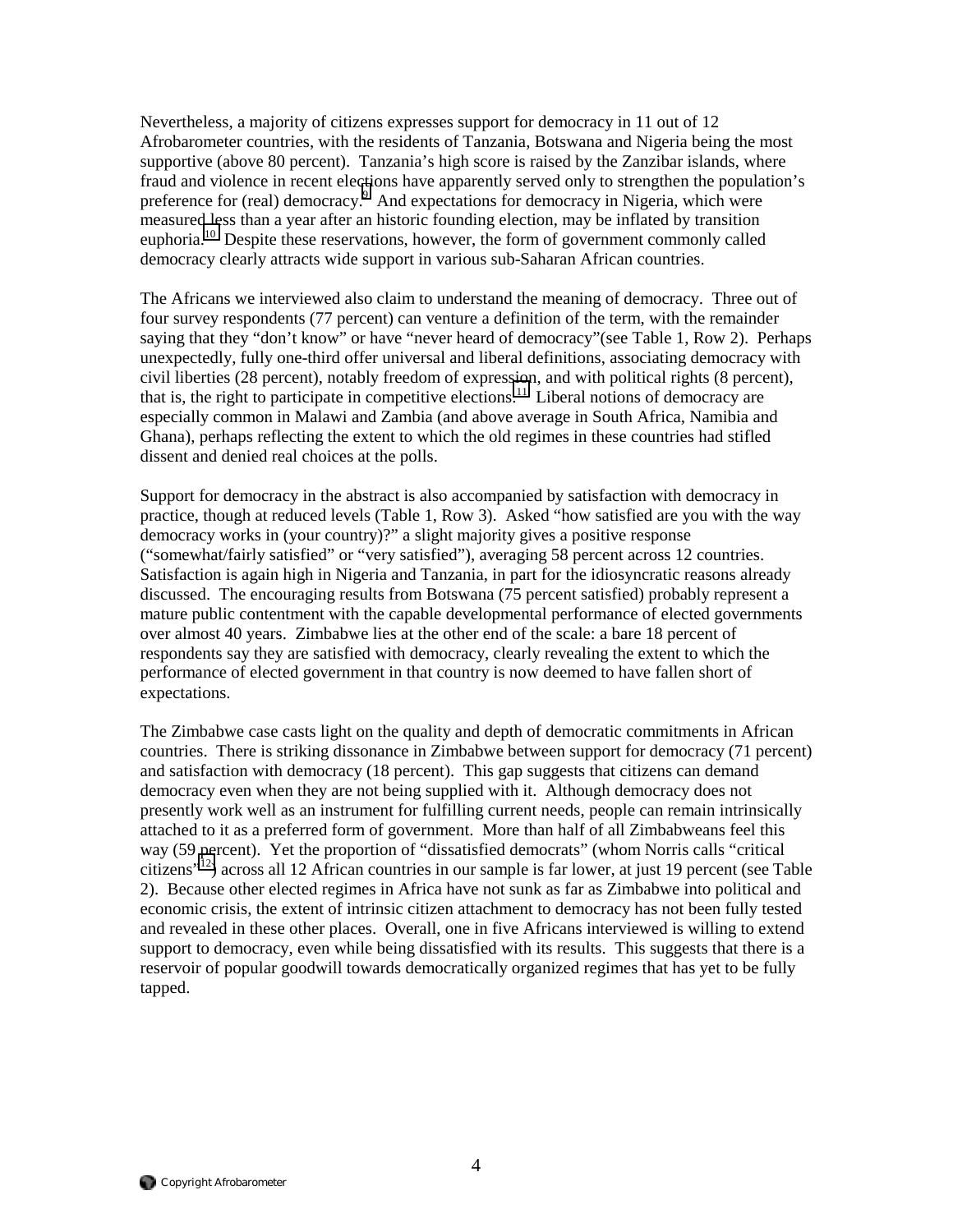Nevertheless, a majority of citizens expresses support for democracy in 11 out of 12 Afrobarometer countries, with the residents of Tanzania, Botswana and Nigeria being the most supportive (above 80 percent). Tanzania's high score is raised by the Zanzibar islands, where fraud and violence in recent elections have apparently served only to strengthen the population's preference for (real) democracy.[9] And expectations for democracy in Nigeria, which were measured less than a year after an historic founding election, may be inflated by transition euphoria.[10] Despite these reservations, however, the form of government commonly called democracy clearly attracts wide support in various sub-Saharan African countries.

The Africans we interviewed also claim to understand the meaning of democracy. Three out of four survey respondents (77 percent) can venture a definition of the term, with the remainder saying that they "don't know" or have "never heard of democracy"(see Table 1, Row 2). Perhaps unexpectedly, fully one-third offer universal and liberal definitions, associating democracy with civil liberties (28 percent), notably freedom of expression, and with political rights (8 percent), that is, the right to participate in competitive elections.[11] Liberal notions of democracy are especially common in Malawi and Zambia (and above average in South Africa, Namibia and Ghana), perhaps reflecting the extent to which the old regimes in these countries had stifled dissent and denied real choices at the polls.

Support for democracy in the abstract is also accompanied by satisfaction with democracy in practice, though at reduced levels (Table 1, Row 3). Asked "how satisfied are you with the way democracy works in (your country)?" a slight majority gives a positive response ("somewhat/fairly satisfied" or "very satisfied"), averaging 58 percent across 12 countries. Satisfaction is again high in Nigeria and Tanzania, in part for the idiosyncratic reasons already discussed. The encouraging results from Botswana (75 percent satisfied) probably represent a mature public contentment with the capable developmental performance of elected governments over almost 40 years. Zimbabwe lies at the other end of the scale: a bare 18 percent of respondents say they are satisfied with democracy, clearly revealing the extent to which the performance of elected government in that country is now deemed to have fallen short of expectations.

The Zimbabwe case casts light on the quality and depth of democratic commitments in African countries. There is striking dissonance in Zimbabwe between support for democracy (71 percent) and satisfaction with democracy (18 percent). This gap suggests that citizens can demand democracy even when they are not being supplied with it. Although democracy does not presently work well as an instrument for fulfilling current needs, people can remain intrinsically attached to it as a preferred form of government. More than half of all Zimbabweans feel this way (59 percent). Yet the proportion of "dissatisfied democrats" (whom Norris calls "critical citizens"[12]) across all 12 African countries in our sample is far lower, at just 19 percent (see Table 2). Because other elected regimes in Africa have not sunk as far as Zimbabwe into political and economic crisis, the extent of intrinsic citizen attachment to democracy has not been fully tested and revealed in these other places. Overall, one in five Africans interviewed is willing to extend support to democracy, even while being dissatisfied with its results. This suggests that there is a reservoir of popular goodwill towards democratically organized regimes that has yet to be fully tapped.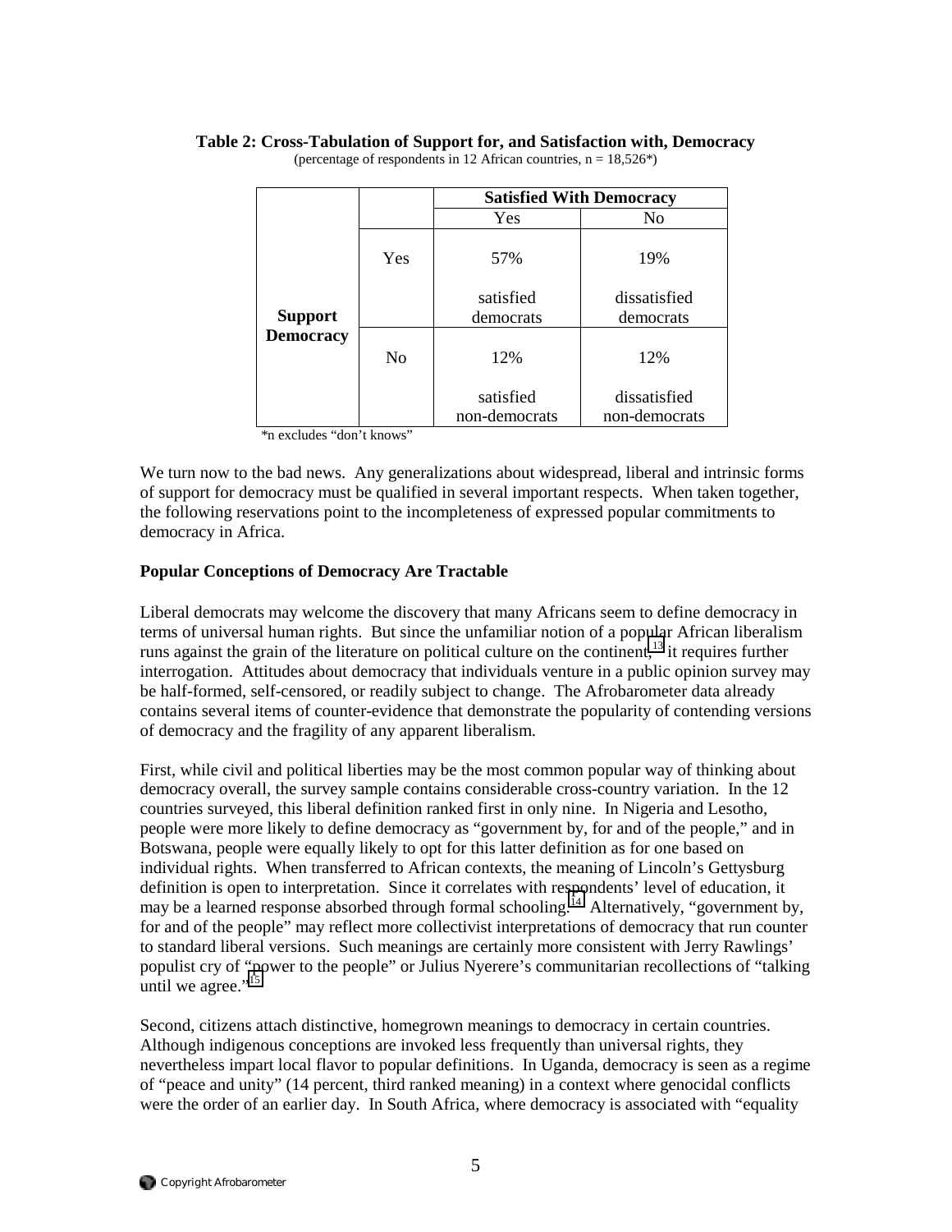**Table 2: Cross-Tabulation of Support for, and Satisfaction with, Democracy**

(percentage of respondents in 12 African countries, n = 18,526*)

| | | Satisfied With Democracy | |
|---|---|---|---|
| | | Yes | No |
| Support Democracy | Yes | 57% satisfied democrats | 19% dissatisfied democrats |
| | No | 12% satisfied non-democrats | 12% dissatisfied non-democrats |

*n excludes "don't knows"

We turn now to the bad news. Any generalizations about widespread, liberal and intrinsic forms of support for democracy must be qualified in several important respects. When taken together, the following reservations point to the incompleteness of expressed popular commitments to democracy in Africa.

**Popular Conceptions of Democracy Are Tractable**

Liberal democrats may welcome the discovery that many Africans seem to define democracy in terms of universal human rights. But since the unfamiliar notion of a popular African liberalism runs against the grain of the literature on political culture on the continent,[13] it requires further interrogation. Attitudes about democracy that individuals venture in a public opinion survey may be half-formed, self-censored, or readily subject to change. The Afrobarometer data already contains several items of counter-evidence that demonstrate the popularity of contending versions of democracy and the fragility of any apparent liberalism.

First, while civil and political liberties may be the most common popular way of thinking about democracy overall, the survey sample contains considerable cross-country variation. In the 12 countries surveyed, this liberal definition ranked first in only nine. In Nigeria and Lesotho, people were more likely to define democracy as "government by, for and of the people," and in Botswana, people were equally likely to opt for this latter definition as for one based on individual rights. When transferred to African contexts, the meaning of Lincoln's Gettysburg definition is open to interpretation. Since it correlates with respondents' level of education, it may be a learned response absorbed through formal schooling.[14] Alternatively, "government by, for and of the people" may reflect more collectivist interpretations of democracy that run counter to standard liberal versions. Such meanings are certainly more consistent with Jerry Rawlings' populist cry of "power to the people" or Julius Nyerere's communitarian recollections of "talking until we agree."[15]

Second, citizens attach distinctive, homegrown meanings to democracy in certain countries. Although indigenous conceptions are invoked less frequently than universal rights, they nevertheless impart local flavor to popular definitions. In Uganda, democracy is seen as a regime of "peace and unity" (14 percent, third ranked meaning) in a context where genocidal conflicts were the order of an earlier day. In South Africa, where democracy is associated with "equality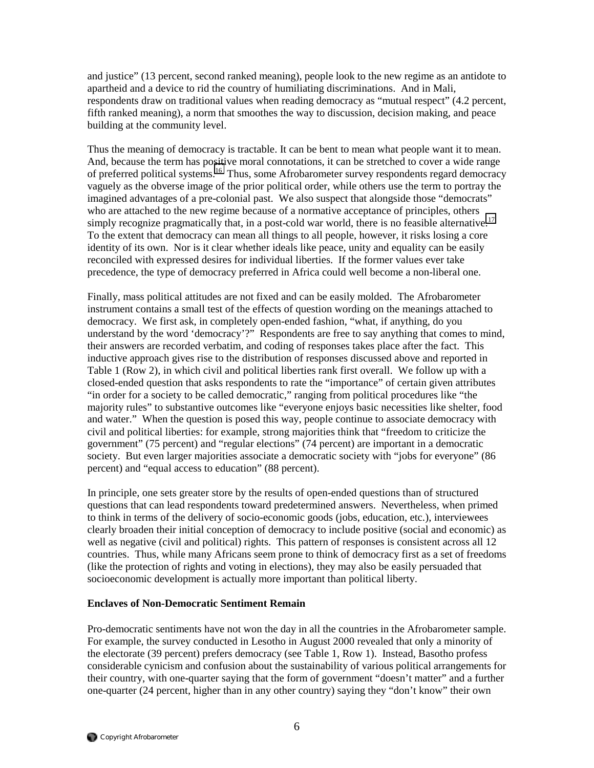and justice" (13 percent, second ranked meaning), people look to the new regime as an antidote to apartheid and a device to rid the country of humiliating discriminations. And in Mali, respondents draw on traditional values when reading democracy as "mutual respect" (4.2 percent, fifth ranked meaning), a norm that smoothes the way to discussion, decision making, and peace building at the community level.

Thus the meaning of democracy is tractable. It can be bent to mean what people want it to mean. And, because the term has positive moral connotations, it can be stretched to cover a wide range of preferred political systems.[16] Thus, some Afrobarometer survey respondents regard democracy vaguely as the obverse image of the prior political order, while others use the term to portray the imagined advantages of a pre-colonial past. We also suspect that alongside those "democrats" who are attached to the new regime because of a normative acceptance of principles, others simply recognize pragmatically that, in a post-cold war world, there is no feasible alternative.[17] To the extent that democracy can mean all things to all people, however, it risks losing a core identity of its own. Nor is it clear whether ideals like peace, unity and equality can be easily reconciled with expressed desires for individual liberties. If the former values ever take precedence, the type of democracy preferred in Africa could well become a non-liberal one.

Finally, mass political attitudes are not fixed and can be easily molded. The Afrobarometer instrument contains a small test of the effects of question wording on the meanings attached to democracy. We first ask, in completely open-ended fashion, "what, if anything, do you understand by the word 'democracy'?" Respondents are free to say anything that comes to mind, their answers are recorded verbatim, and coding of responses takes place after the fact. This inductive approach gives rise to the distribution of responses discussed above and reported in Table 1 (Row 2), in which civil and political liberties rank first overall. We follow up with a closed-ended question that asks respondents to rate the "importance" of certain given attributes "in order for a society to be called democratic," ranging from political procedures like "the majority rules" to substantive outcomes like "everyone enjoys basic necessities like shelter, food and water." When the question is posed this way, people continue to associate democracy with civil and political liberties: for example, strong majorities think that "freedom to criticize the government" (75 percent) and "regular elections" (74 percent) are important in a democratic society. But even larger majorities associate a democratic society with "jobs for everyone" (86 percent) and "equal access to education" (88 percent).

In principle, one sets greater store by the results of open-ended questions than of structured questions that can lead respondents toward predetermined answers. Nevertheless, when primed to think in terms of the delivery of socio-economic goods (jobs, education, etc.), interviewees clearly broaden their initial conception of democracy to include positive (social and economic) as well as negative (civil and political) rights. This pattern of responses is consistent across all 12 countries. Thus, while many Africans seem prone to think of democracy first as a set of freedoms (like the protection of rights and voting in elections), they may also be easily persuaded that socioeconomic development is actually more important than political liberty.

### Enclaves of Non-Democratic Sentiment Remain

Pro-democratic sentiments have not won the day in all the countries in the Afrobarometer sample. For example, the survey conducted in Lesotho in August 2000 revealed that only a minority of the electorate (39 percent) prefers democracy (see Table 1, Row 1). Instead, Basotho profess considerable cynicism and confusion about the sustainability of various political arrangements for their country, with one-quarter saying that the form of government "doesn't matter" and a further one-quarter (24 percent, higher than in any other country) saying they "don't know" their own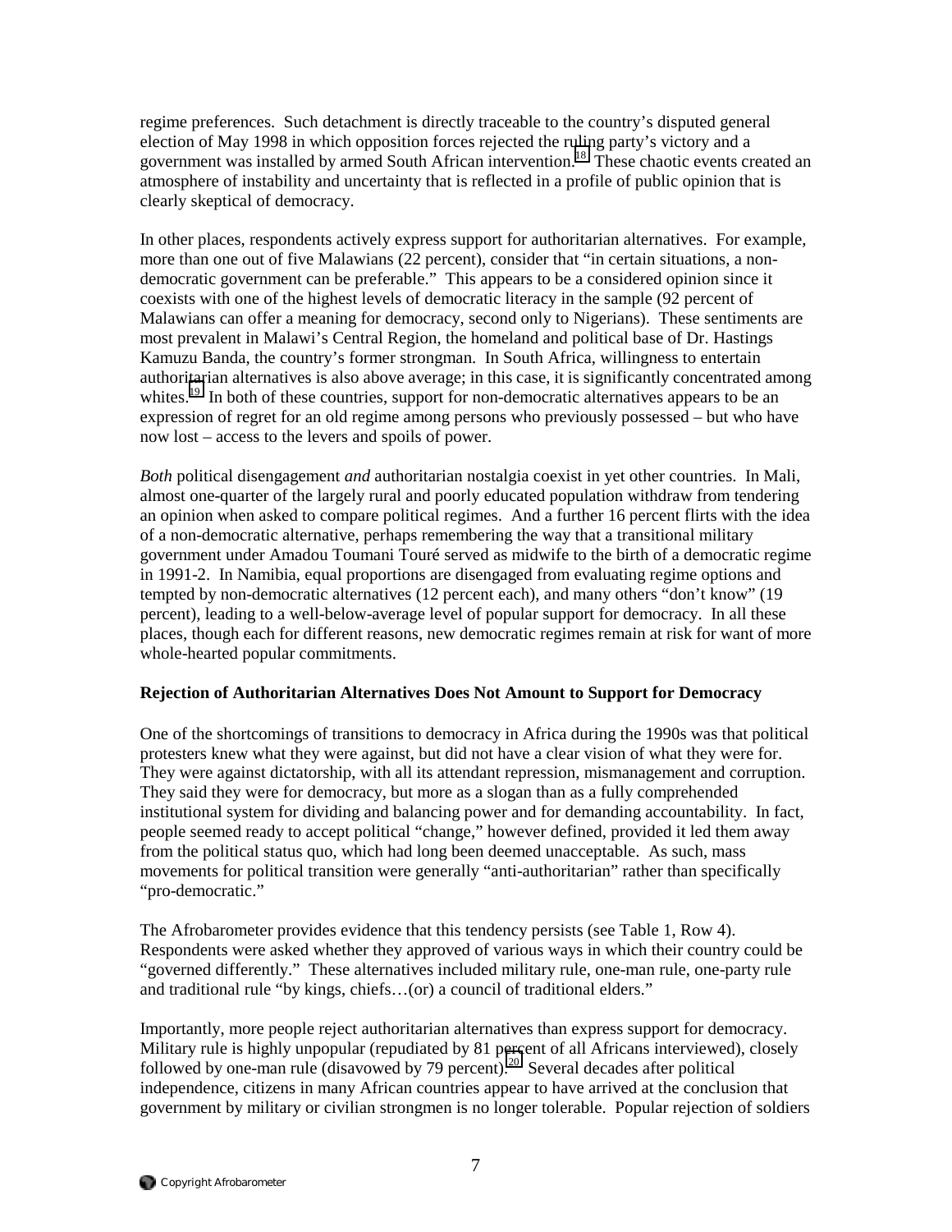regime preferences. Such detachment is directly traceable to the country's disputed general election of May 1998 in which opposition forces rejected the ruling party's victory and a government was installed by armed South African intervention.[18] These chaotic events created an atmosphere of instability and uncertainty that is reflected in a profile of public opinion that is clearly skeptical of democracy.

In other places, respondents actively express support for authoritarian alternatives. For example, more than one out of five Malawians (22 percent), consider that "in certain situations, a non-democratic government can be preferable." This appears to be a considered opinion since it coexists with one of the highest levels of democratic literacy in the sample (92 percent of Malawians can offer a meaning for democracy, second only to Nigerians). These sentiments are most prevalent in Malawi's Central Region, the homeland and political base of Dr. Hastings Kamuzu Banda, the country's former strongman. In South Africa, willingness to entertain authoritarian alternatives is also above average; in this case, it is significantly concentrated among whites.[19] In both of these countries, support for non-democratic alternatives appears to be an expression of regret for an old regime among persons who previously possessed – but who have now lost – access to the levers and spoils of power.

*Both* political disengagement *and* authoritarian nostalgia coexist in yet other countries. In Mali, almost one-quarter of the largely rural and poorly educated population withdraw from tendering an opinion when asked to compare political regimes. And a further 16 percent flirts with the idea of a non-democratic alternative, perhaps remembering the way that a transitional military government under Amadou Toumani Touré served as midwife to the birth of a democratic regime in 1991-2. In Namibia, equal proportions are disengaged from evaluating regime options and tempted by non-democratic alternatives (12 percent each), and many others "don't know" (19 percent), leading to a well-below-average level of popular support for democracy. In all these places, though each for different reasons, new democratic regimes remain at risk for want of more whole-hearted popular commitments.

**Rejection of Authoritarian Alternatives Does Not Amount to Support for Democracy**

One of the shortcomings of transitions to democracy in Africa during the 1990s was that political protesters knew what they were against, but did not have a clear vision of what they were for. They were against dictatorship, with all its attendant repression, mismanagement and corruption. They said they were for democracy, but more as a slogan than as a fully comprehended institutional system for dividing and balancing power and for demanding accountability. In fact, people seemed ready to accept political "change," however defined, provided it led them away from the political status quo, which had long been deemed unacceptable. As such, mass movements for political transition were generally "anti-authoritarian" rather than specifically "pro-democratic."

The Afrobarometer provides evidence that this tendency persists (see Table 1, Row 4). Respondents were asked whether they approved of various ways in which their country could be "governed differently." These alternatives included military rule, one-man rule, one-party rule and traditional rule "by kings, chiefs…(or) a council of traditional elders."

Importantly, more people reject authoritarian alternatives than express support for democracy. Military rule is highly unpopular (repudiated by 81 percent of all Africans interviewed), closely followed by one-man rule (disavowed by 79 percent).[20] Several decades after political independence, citizens in many African countries appear to have arrived at the conclusion that government by military or civilian strongmen is no longer tolerable. Popular rejection of soldiers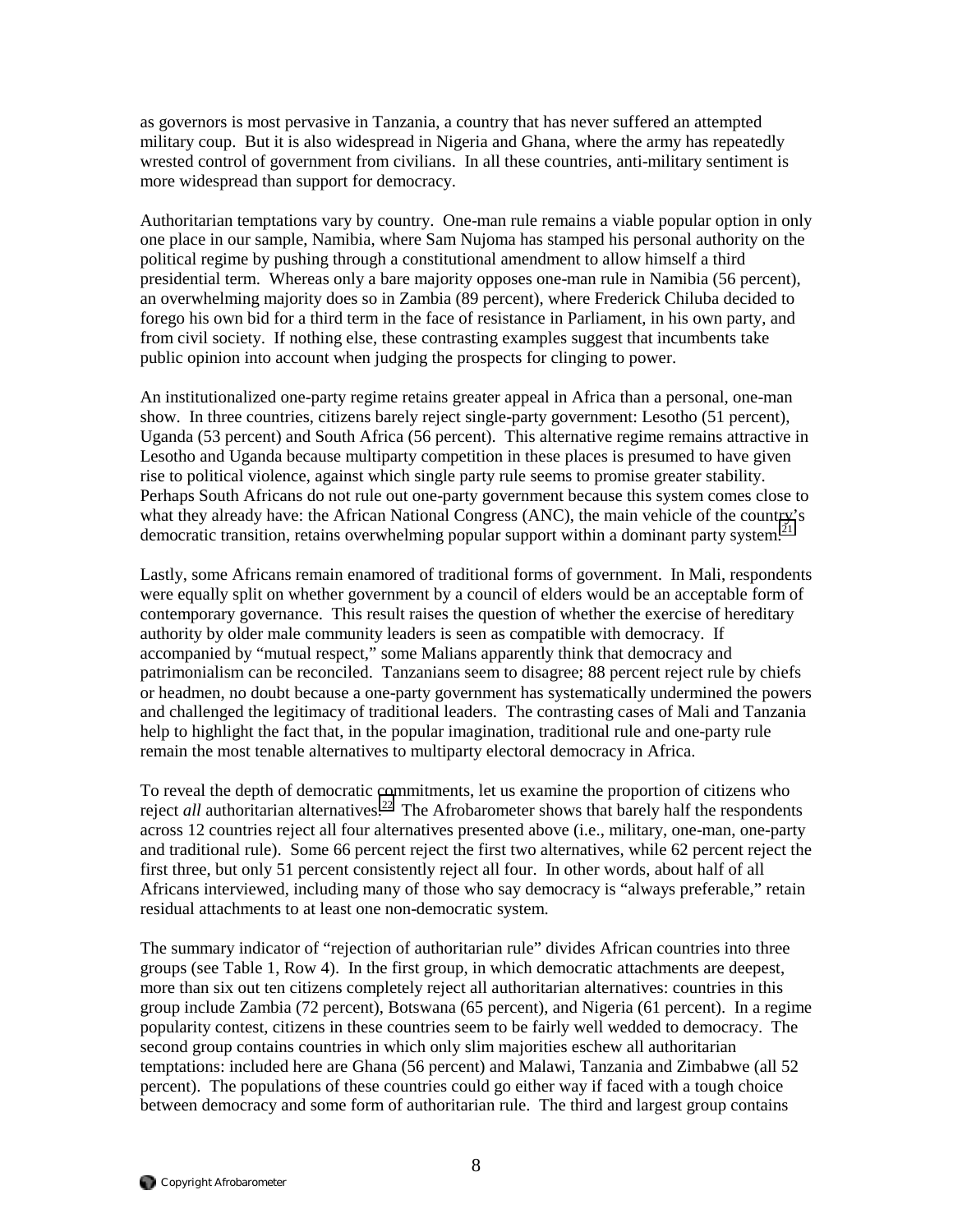as governors is most pervasive in Tanzania, a country that has never suffered an attempted military coup. But it is also widespread in Nigeria and Ghana, where the army has repeatedly wrested control of government from civilians. In all these countries, anti-military sentiment is more widespread than support for democracy.

Authoritarian temptations vary by country. One-man rule remains a viable popular option in only one place in our sample, Namibia, where Sam Nujoma has stamped his personal authority on the political regime by pushing through a constitutional amendment to allow himself a third presidential term. Whereas only a bare majority opposes one-man rule in Namibia (56 percent), an overwhelming majority does so in Zambia (89 percent), where Frederick Chiluba decided to forego his own bid for a third term in the face of resistance in Parliament, in his own party, and from civil society. If nothing else, these contrasting examples suggest that incumbents take public opinion into account when judging the prospects for clinging to power.

An institutionalized one-party regime retains greater appeal in Africa than a personal, one-man show. In three countries, citizens barely reject single-party government: Lesotho (51 percent), Uganda (53 percent) and South Africa (56 percent). This alternative regime remains attractive in Lesotho and Uganda because multiparty competition in these places is presumed to have given rise to political violence, against which single party rule seems to promise greater stability. Perhaps South Africans do not rule out one-party government because this system comes close to what they already have: the African National Congress (ANC), the main vehicle of the country's democratic transition, retains overwhelming popular support within a dominant party system.[21]

Lastly, some Africans remain enamored of traditional forms of government. In Mali, respondents were equally split on whether government by a council of elders would be an acceptable form of contemporary governance. This result raises the question of whether the exercise of hereditary authority by older male community leaders is seen as compatible with democracy. If accompanied by "mutual respect," some Malians apparently think that democracy and patrimonialism can be reconciled. Tanzanians seem to disagree; 88 percent reject rule by chiefs or headmen, no doubt because a one-party government has systematically undermined the powers and challenged the legitimacy of traditional leaders. The contrasting cases of Mali and Tanzania help to highlight the fact that, in the popular imagination, traditional rule and one-party rule remain the most tenable alternatives to multiparty electoral democracy in Africa.

To reveal the depth of democratic commitments, let us examine the proportion of citizens who reject *all* authoritarian alternatives.[22] The Afrobarometer shows that barely half the respondents across 12 countries reject all four alternatives presented above (i.e., military, one-man, one-party and traditional rule). Some 66 percent reject the first two alternatives, while 62 percent reject the first three, but only 51 percent consistently reject all four. In other words, about half of all Africans interviewed, including many of those who say democracy is "always preferable," retain residual attachments to at least one non-democratic system.

The summary indicator of "rejection of authoritarian rule" divides African countries into three groups (see Table 1, Row 4). In the first group, in which democratic attachments are deepest, more than six out ten citizens completely reject all authoritarian alternatives: countries in this group include Zambia (72 percent), Botswana (65 percent), and Nigeria (61 percent). In a regime popularity contest, citizens in these countries seem to be fairly well wedded to democracy. The second group contains countries in which only slim majorities eschew all authoritarian temptations: included here are Ghana (56 percent) and Malawi, Tanzania and Zimbabwe (all 52 percent). The populations of these countries could go either way if faced with a tough choice between democracy and some form of authoritarian rule. The third and largest group contains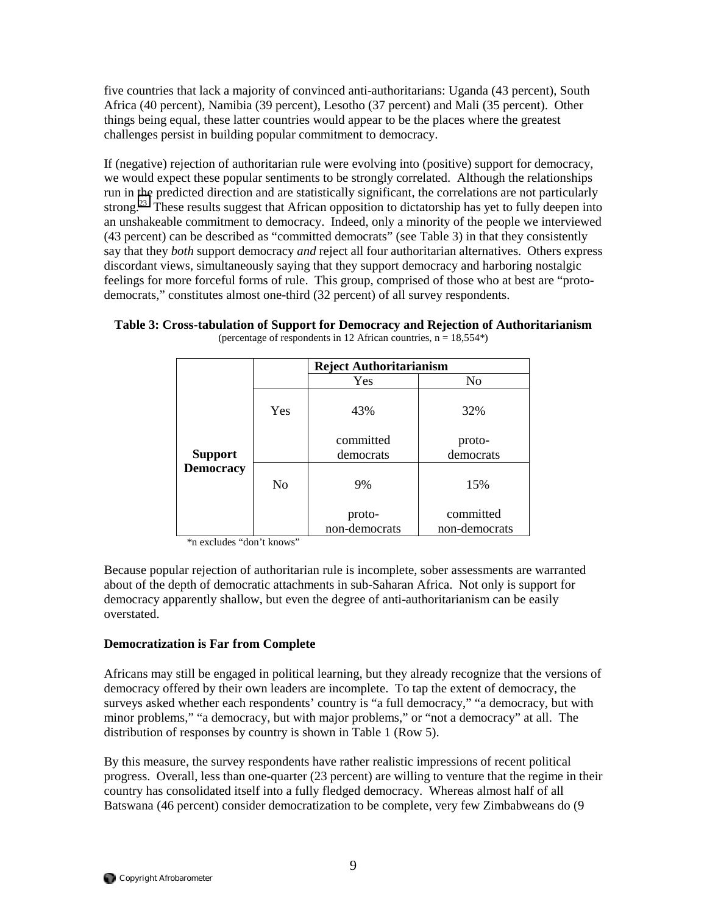five countries that lack a majority of convinced anti-authoritarians: Uganda (43 percent), South Africa (40 percent), Namibia (39 percent), Lesotho (37 percent) and Mali (35 percent). Other things being equal, these latter countries would appear to be the places where the greatest challenges persist in building popular commitment to democracy.

If (negative) rejection of authoritarian rule were evolving into (positive) support for democracy, we would expect these popular sentiments to be strongly correlated. Although the relationships run in the predicted direction and are statistically significant, the correlations are not particularly strong.[23] These results suggest that African opposition to dictatorship has yet to fully deepen into an unshakeable commitment to democracy. Indeed, only a minority of the people we interviewed (43 percent) can be described as "committed democrats" (see Table 3) in that they consistently say that they *both* support democracy *and* reject all four authoritarian alternatives. Others express discordant views, simultaneously saying that they support democracy and harboring nostalgic feelings for more forceful forms of rule. This group, comprised of those who at best are "proto-democrats," constitutes almost one-third (32 percent) of all survey respondents.

**Table 3: Cross-tabulation of Support for Democracy and Rejection of Authoritarianism**
(percentage of respondents in 12 African countries, n = 18,554*)

| | | **Reject Authoritarianism** | |
|---|---|---|---|
| | | Yes | No |
| **Support Democracy** | Yes | 43% committed democrats | 32% proto-democrats |
| | No | 9% proto-non-democrats | 15% committed non-democrats |

*n excludes "don't knows"

Because popular rejection of authoritarian rule is incomplete, sober assessments are warranted about the depth of democratic attachments in sub-Saharan Africa. Not only is support for democracy apparently shallow, but even the degree of anti-authoritarianism can be easily overstated.

**Democratization is Far from Complete**

Africans may still be engaged in political learning, but they already recognize that the versions of democracy offered by their own leaders are incomplete. To tap the extent of democracy, the surveys asked whether each respondents' country is "a full democracy," "a democracy, but with minor problems," "a democracy, but with major problems," or "not a democracy" at all. The distribution of responses by country is shown in Table 1 (Row 5).

By this measure, the survey respondents have rather realistic impressions of recent political progress. Overall, less than one-quarter (23 percent) are willing to venture that the regime in their country has consolidated itself into a fully fledged democracy. Whereas almost half of all Batswana (46 percent) consider democratization to be complete, very few Zimbabweans do (9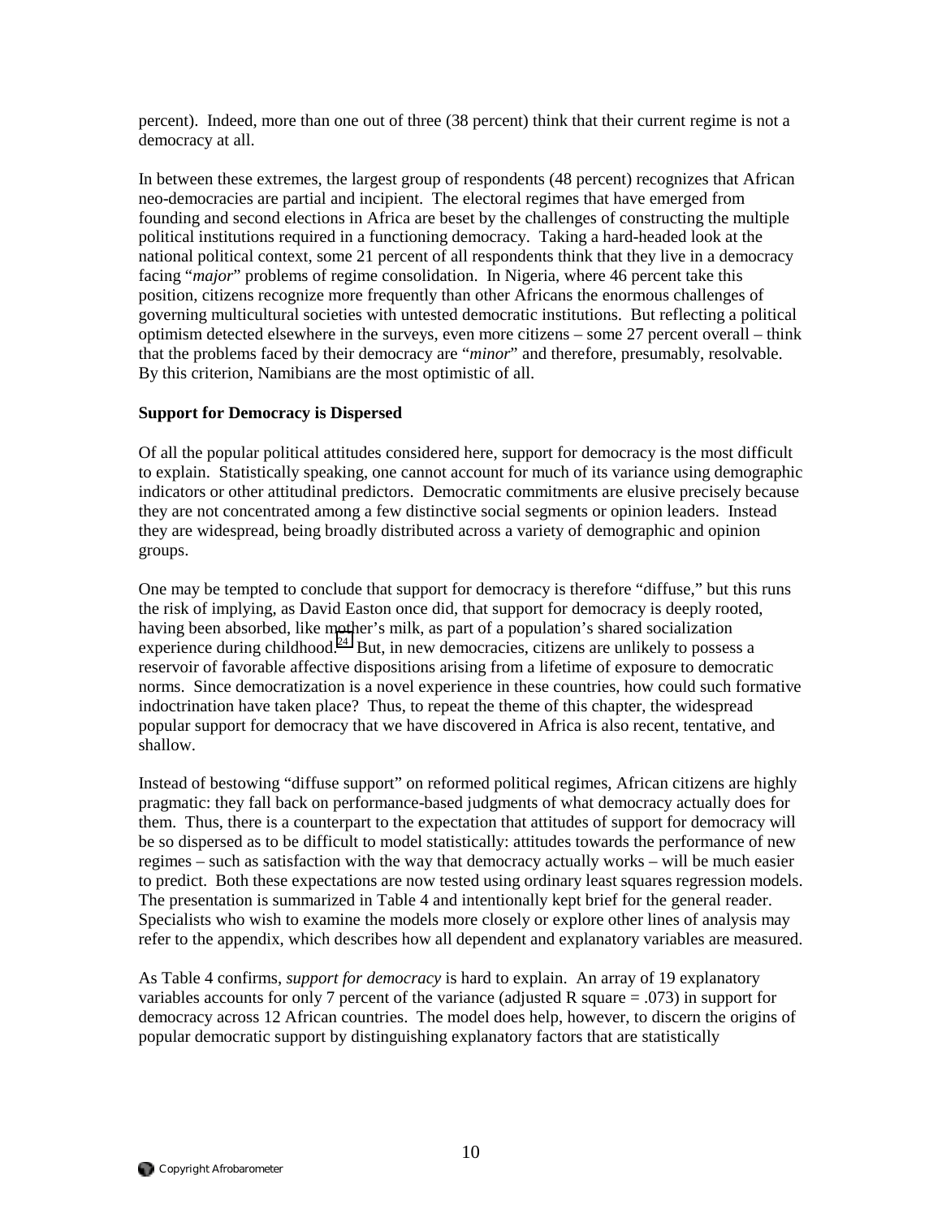percent). Indeed, more than one out of three (38 percent) think that their current regime is not a democracy at all.

In between these extremes, the largest group of respondents (48 percent) recognizes that African neo-democracies are partial and incipient. The electoral regimes that have emerged from founding and second elections in Africa are beset by the challenges of constructing the multiple political institutions required in a functioning democracy. Taking a hard-headed look at the national political context, some 21 percent of all respondents think that they live in a democracy facing "*major*" problems of regime consolidation. In Nigeria, where 46 percent take this position, citizens recognize more frequently than other Africans the enormous challenges of governing multicultural societies with untested democratic institutions. But reflecting a political optimism detected elsewhere in the surveys, even more citizens – some 27 percent overall – think that the problems faced by their democracy are "*minor*" and therefore, presumably, resolvable. By this criterion, Namibians are the most optimistic of all.

**Support for Democracy is Dispersed**

Of all the popular political attitudes considered here, support for democracy is the most difficult to explain. Statistically speaking, one cannot account for much of its variance using demographic indicators or other attitudinal predictors. Democratic commitments are elusive precisely because they are not concentrated among a few distinctive social segments or opinion leaders. Instead they are widespread, being broadly distributed across a variety of demographic and opinion groups.

One may be tempted to conclude that support for democracy is therefore "diffuse," but this runs the risk of implying, as David Easton once did, that support for democracy is deeply rooted, having been absorbed, like mother's milk, as part of a population's shared socialization experience during childhood.[24] But, in new democracies, citizens are unlikely to possess a reservoir of favorable affective dispositions arising from a lifetime of exposure to democratic norms. Since democratization is a novel experience in these countries, how could such formative indoctrination have taken place? Thus, to repeat the theme of this chapter, the widespread popular support for democracy that we have discovered in Africa is also recent, tentative, and shallow.

Instead of bestowing "diffuse support" on reformed political regimes, African citizens are highly pragmatic: they fall back on performance-based judgments of what democracy actually does for them. Thus, there is a counterpart to the expectation that attitudes of support for democracy will be so dispersed as to be difficult to model statistically: attitudes towards the performance of new regimes – such as satisfaction with the way that democracy actually works – will be much easier to predict. Both these expectations are now tested using ordinary least squares regression models. The presentation is summarized in Table 4 and intentionally kept brief for the general reader. Specialists who wish to examine the models more closely or explore other lines of analysis may refer to the appendix, which describes how all dependent and explanatory variables are measured.

As Table 4 confirms, *support for democracy* is hard to explain. An array of 19 explanatory variables accounts for only 7 percent of the variance (adjusted R square = .073) in support for democracy across 12 African countries. The model does help, however, to discern the origins of popular democratic support by distinguishing explanatory factors that are statistically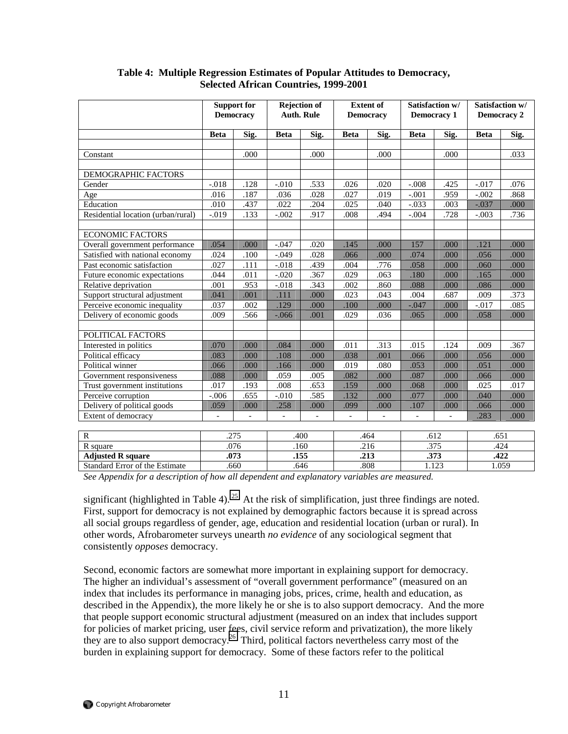**Table 4: Multiple Regression Estimates of Popular Attitudes to Democracy, Selected African Countries, 1999-2001**

| | Support for Democracy | | Rejection of Auth. Rule | | Extent of Democracy | | Satisfaction w/ Democracy 1 | | Satisfaction w/ Democracy 2 | |
|---|---|---|---|---|---|---|---|---|---|---|
| | Beta | Sig. | Beta | Sig. | Beta | Sig. | Beta | Sig. | Beta | Sig. |
| Constant | | .000 | | .000 | | .000 | | .000 | | .033 |
| DEMOGRAPHIC FACTORS | | | | | | | | | | |
| Gender | -.018 | .128 | -.010 | .533 | .026 | .020 | -.008 | .425 | -.017 | .076 |
| Age | .016 | .187 | .036 | .028 | .027 | .019 | -.001 | .959 | -.002 | .868 |
| Education | .010 | .437 | .022 | .204 | .025 | .040 | -.033 | .003 | -.037 | .000 |
| Residential location (urban/rural) | -.019 | .133 | -.002 | .917 | .008 | .494 | -.004 | .728 | -.003 | .736 |
| ECONOMIC FACTORS | | | | | | | | | | |
| Overall government performance | .054 | .000 | -.047 | .020 | .145 | .000 | 157 | .000 | .121 | .000 |
| Satisfied with national economy | .024 | .100 | -.049 | .028 | .066 | .000 | .074 | .000 | .056 | .000 |
| Past economic satisfaction | .027 | .111 | -.018 | .439 | .004 | .776 | .058 | .000 | .060 | .000 |
| Future economic expectations | .044 | .011 | -.020 | .367 | .029 | .063 | .180 | .000 | .165 | .000 |
| Relative deprivation | .001 | .953 | -.018 | .343 | .002 | .860 | .088 | .000 | .086 | .000 |
| Support structural adjustment | .041 | .001 | .111 | .000 | .023 | .043 | .004 | .687 | .009 | .373 |
| Perceive economic inequality | .037 | .002 | .129 | .000 | .100 | .000 | -.047 | .000 | -.017 | .085 |
| Delivery of economic goods | .009 | .566 | -.066 | .001 | .029 | .036 | .065 | .000 | .058 | .000 |
| POLITICAL FACTORS | | | | | | | | | | |
| Interested in politics | .070 | .000 | .084 | .000 | .011 | .313 | .015 | .124 | .009 | .367 |
| Political efficacy | .083 | .000 | .108 | .000 | .038 | .001 | .066 | .000 | .056 | .000 |
| Political winner | .066 | .000 | .166 | .000 | .019 | .080 | .053 | .000 | .051 | .000 |
| Government responsiveness | .088 | .000 | .059 | .005 | .082 | .000 | .087 | .000 | .066 | .000 |
| Trust government institutions | .017 | .193 | .008 | .653 | .159 | .000 | .068 | .000 | .025 | .017 |
| Perceive corruption | -.006 | .655 | -.010 | .585 | .132 | .000 | .077 | .000 | .040 | .000 |
| Delivery of political goods | .059 | .000 | .258 | .000 | .099 | .000 | .107 | .000 | .066 | .000 |
| Extent of democracy | - | - | - | - | - | - | - | - | .283 | .000 |
| R | .275 | | .400 | | .464 | | .612 | | .651 | |
| R square | .076 | | .160 | | .216 | | .375 | | .424 | |
| **Adjusted R square** | **.073** | | **.155** | | **.213** | | **.373** | | **.422** | |
| Standard Error of the Estimate | .660 | | .646 | | .808 | | 1.123 | | 1.059 | |

*See Appendix for a description of how all dependent and explanatory variables are measured.*

significant (highlighted in Table 4).[25] At the risk of simplification, just three findings are noted. First, support for democracy is not explained by demographic factors because it is spread across all social groups regardless of gender, age, education and residential location (urban or rural). In other words, Afrobarometer surveys unearth *no evidence* of any sociological segment that consistently *opposes* democracy.

Second, economic factors are somewhat more important in explaining support for democracy. The higher an individual's assessment of "overall government performance" (measured on an index that includes its performance in managing jobs, prices, crime, health and education, as described in the Appendix), the more likely he or she is to also support democracy. And the more that people support economic structural adjustment (measured on an index that includes support for policies of market pricing, user fees, civil service reform and privatization), the more likely they are to also support democracy.[26] Third, political factors nevertheless carry most of the burden in explaining support for democracy. Some of these factors refer to the political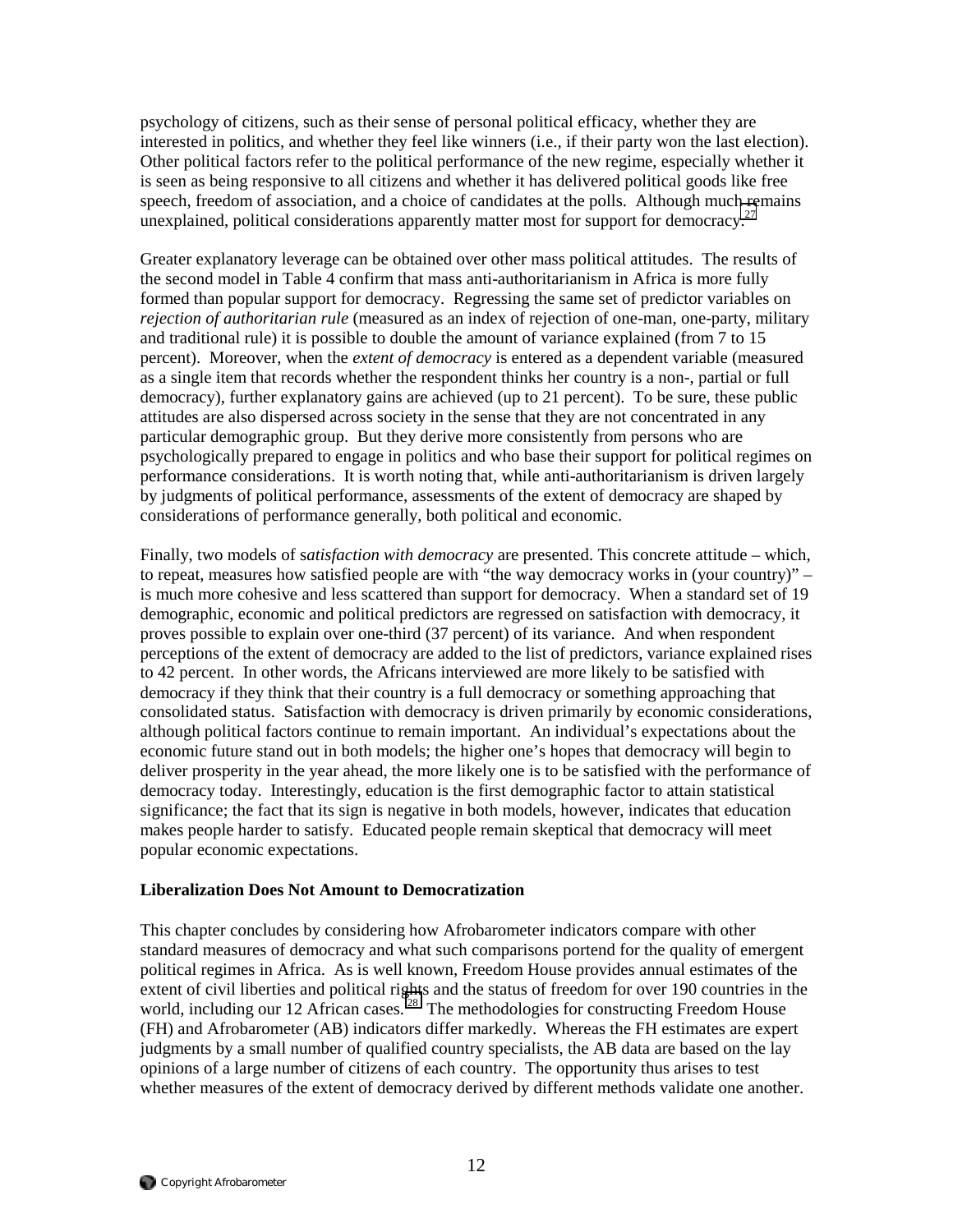psychology of citizens, such as their sense of personal political efficacy, whether they are interested in politics, and whether they feel like winners (i.e., if their party won the last election). Other political factors refer to the political performance of the new regime, especially whether it is seen as being responsive to all citizens and whether it has delivered political goods like free speech, freedom of association, and a choice of candidates at the polls. Although much remains unexplained, political considerations apparently matter most for support for democracy.[27]

Greater explanatory leverage can be obtained over other mass political attitudes. The results of the second model in Table 4 confirm that mass anti-authoritarianism in Africa is more fully formed than popular support for democracy. Regressing the same set of predictor variables on *rejection of authoritarian rule* (measured as an index of rejection of one-man, one-party, military and traditional rule) it is possible to double the amount of variance explained (from 7 to 15 percent). Moreover, when the *extent of democracy* is entered as a dependent variable (measured as a single item that records whether the respondent thinks her country is a non-, partial or full democracy), further explanatory gains are achieved (up to 21 percent). To be sure, these public attitudes are also dispersed across society in the sense that they are not concentrated in any particular demographic group. But they derive more consistently from persons who are psychologically prepared to engage in politics and who base their support for political regimes on performance considerations. It is worth noting that, while anti-authoritarianism is driven largely by judgments of political performance, assessments of the extent of democracy are shaped by considerations of performance generally, both political and economic.

Finally, two models of s*atisfaction with democracy* are presented. This concrete attitude – which, to repeat, measures how satisfied people are with "the way democracy works in (your country)" – is much more cohesive and less scattered than support for democracy. When a standard set of 19 demographic, economic and political predictors are regressed on satisfaction with democracy, it proves possible to explain over one-third (37 percent) of its variance. And when respondent perceptions of the extent of democracy are added to the list of predictors, variance explained rises to 42 percent. In other words, the Africans interviewed are more likely to be satisfied with democracy if they think that their country is a full democracy or something approaching that consolidated status. Satisfaction with democracy is driven primarily by economic considerations, although political factors continue to remain important. An individual's expectations about the economic future stand out in both models; the higher one's hopes that democracy will begin to deliver prosperity in the year ahead, the more likely one is to be satisfied with the performance of democracy today. Interestingly, education is the first demographic factor to attain statistical significance; the fact that its sign is negative in both models, however, indicates that education makes people harder to satisfy. Educated people remain skeptical that democracy will meet popular economic expectations.

**Liberalization Does Not Amount to Democratization**

This chapter concludes by considering how Afrobarometer indicators compare with other standard measures of democracy and what such comparisons portend for the quality of emergent political regimes in Africa. As is well known, Freedom House provides annual estimates of the extent of civil liberties and political rights and the status of freedom for over 190 countries in the world, including our 12 African cases.[28] The methodologies for constructing Freedom House (FH) and Afrobarometer (AB) indicators differ markedly. Whereas the FH estimates are expert judgments by a small number of qualified country specialists, the AB data are based on the lay opinions of a large number of citizens of each country. The opportunity thus arises to test whether measures of the extent of democracy derived by different methods validate one another.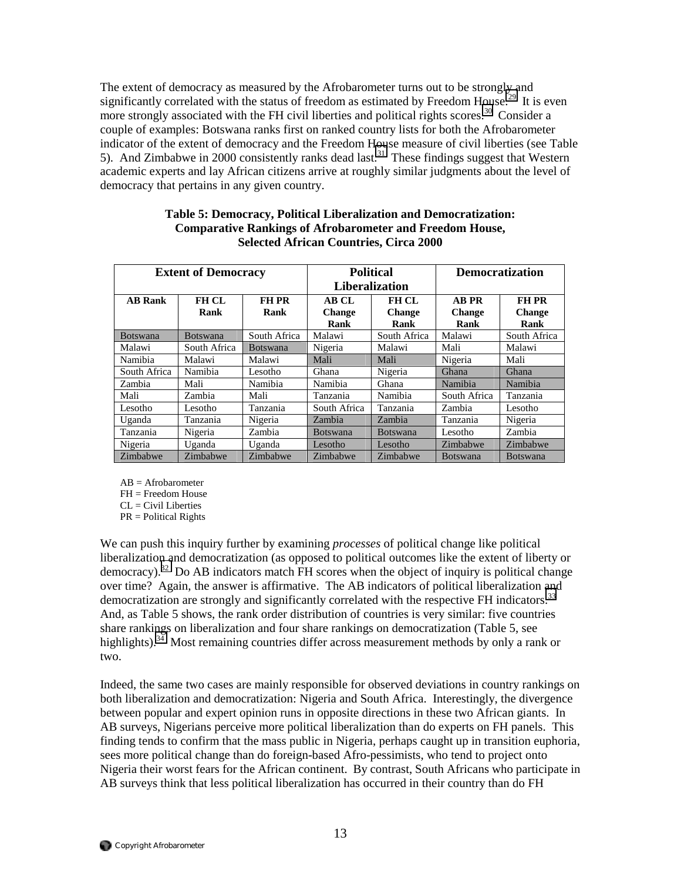The extent of democracy as measured by the Afrobarometer turns out to be strongly and significantly correlated with the status of freedom as estimated by Freedom House.[29] It is even more strongly associated with the FH civil liberties and political rights scores.[30] Consider a couple of examples: Botswana ranks first on ranked country lists for both the Afrobarometer indicator of the extent of democracy and the Freedom House measure of civil liberties (see Table 5). And Zimbabwe in 2000 consistently ranks dead last.[31] These findings suggest that Western academic experts and lay African citizens arrive at roughly similar judgments about the level of democracy that pertains in any given country.

**Table 5: Democracy, Political Liberalization and Democratization: Comparative Rankings of Afrobarometer and Freedom House, Selected African Countries, Circa 2000**

| Extent of Democracy | | | Political Liberalization | | Democratization | |
|---|---|---|---|---|---|---|
| **AB Rank** | **FH CL Rank** | **FH PR Rank** | **AB CL Change Rank** | **FH CL Change Rank** | **AB PR Change Rank** | **FH PR Change Rank** |
| Botswana | Botswana | South Africa | Malawi | South Africa | Malawi | South Africa |
| Malawi | South Africa | Botswana | Nigeria | Malawi | Mali | Malawi |
| Namibia | Malawi | Malawi | Mali | Mali | Nigeria | Mali |
| South Africa | Namibia | Lesotho | Ghana | Nigeria | Ghana | Ghana |
| Zambia | Mali | Namibia | Namibia | Ghana | Namibia | Namibia |
| Mali | Zambia | Mali | Tanzania | Namibia | South Africa | Tanzania |
| Lesotho | Lesotho | Tanzania | South Africa | Tanzania | Zambia | Lesotho |
| Uganda | Tanzania | Nigeria | Zambia | Zambia | Tanzania | Nigeria |
| Tanzania | Nigeria | Zambia | Botswana | Botswana | Lesotho | Zambia |
| Nigeria | Uganda | Uganda | Lesotho | Lesotho | Zimbabwe | Zimbabwe |
| Zimbabwe | Zimbabwe | Zimbabwe | Zimbabwe | Zimbabwe | Botswana | Botswana |

AB = Afrobarometer
FH = Freedom House
CL = Civil Liberties
PR = Political Rights

We can push this inquiry further by examining *processes* of political change like political liberalization and democratization (as opposed to political outcomes like the extent of liberty or democracy).[32] Do AB indicators match FH scores when the object of inquiry is political change over time? Again, the answer is affirmative. The AB indicators of political liberalization and democratization are strongly and significantly correlated with the respective FH indicators.[33] And, as Table 5 shows, the rank order distribution of countries is very similar: five countries share rankings on liberalization and four share rankings on democratization (Table 5, see highlights).[34] Most remaining countries differ across measurement methods by only a rank or two.

Indeed, the same two cases are mainly responsible for observed deviations in country rankings on both liberalization and democratization: Nigeria and South Africa. Interestingly, the divergence between popular and expert opinion runs in opposite directions in these two African giants. In AB surveys, Nigerians perceive more political liberalization than do experts on FH panels. This finding tends to confirm that the mass public in Nigeria, perhaps caught up in transition euphoria, sees more political change than do foreign-based Afro-pessimists, who tend to project onto Nigeria their worst fears for the African continent. By contrast, South Africans who participate in AB surveys think that less political liberalization has occurred in their country than do FH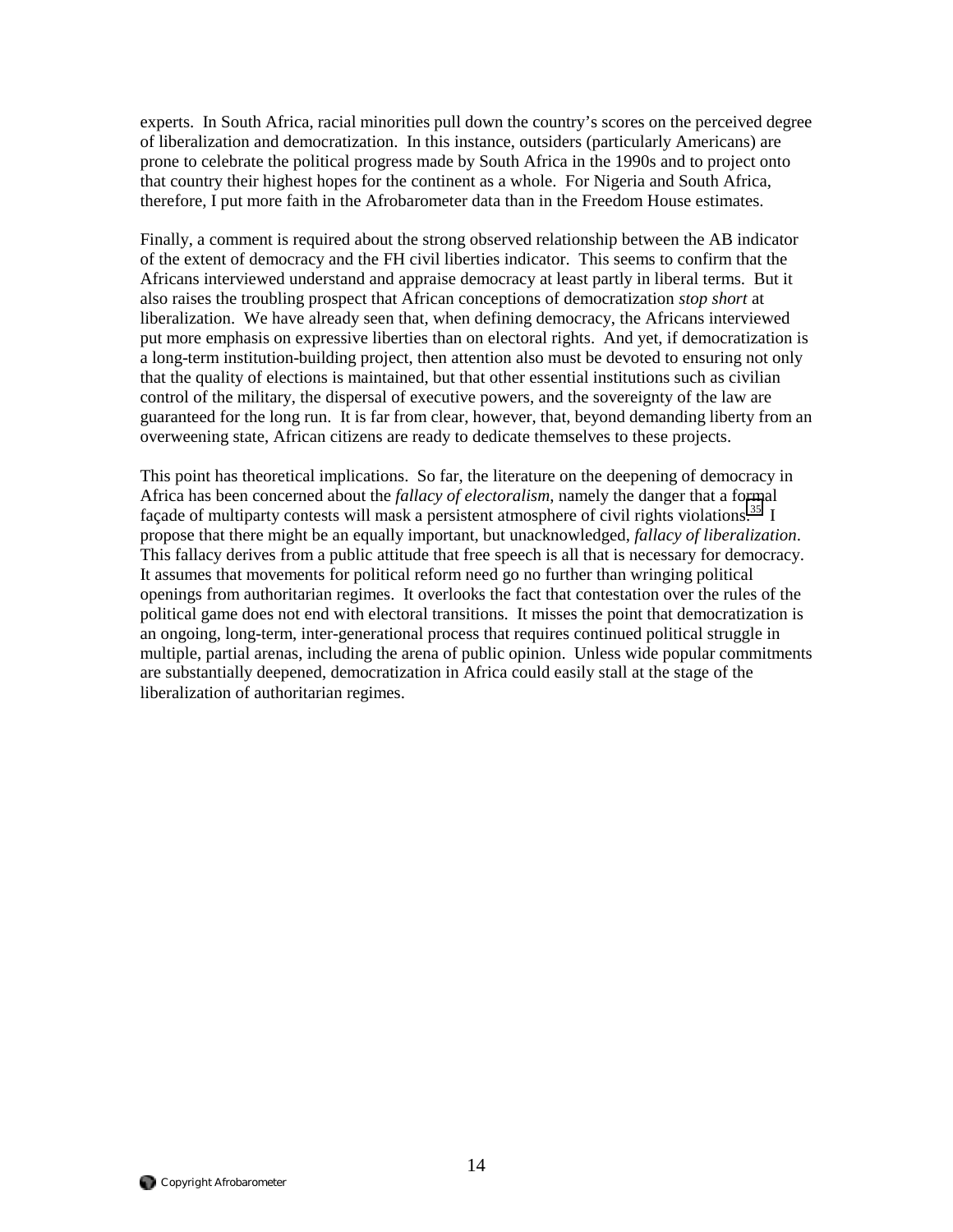experts. In South Africa, racial minorities pull down the country's scores on the perceived degree of liberalization and democratization. In this instance, outsiders (particularly Americans) are prone to celebrate the political progress made by South Africa in the 1990s and to project onto that country their highest hopes for the continent as a whole. For Nigeria and South Africa, therefore, I put more faith in the Afrobarometer data than in the Freedom House estimates.

Finally, a comment is required about the strong observed relationship between the AB indicator of the extent of democracy and the FH civil liberties indicator. This seems to confirm that the Africans interviewed understand and appraise democracy at least partly in liberal terms. But it also raises the troubling prospect that African conceptions of democratization *stop short* at liberalization. We have already seen that, when defining democracy, the Africans interviewed put more emphasis on expressive liberties than on electoral rights. And yet, if democratization is a long-term institution-building project, then attention also must be devoted to ensuring not only that the quality of elections is maintained, but that other essential institutions such as civilian control of the military, the dispersal of executive powers, and the sovereignty of the law are guaranteed for the long run. It is far from clear, however, that, beyond demanding liberty from an overweening state, African citizens are ready to dedicate themselves to these projects.

This point has theoretical implications. So far, the literature on the deepening of democracy in Africa has been concerned about the *fallacy of electoralism*, namely the danger that a formal façade of multiparty contests will mask a persistent atmosphere of civil rights violations.[35] I propose that there might be an equally important, but unacknowledged, *fallacy of liberalization*. This fallacy derives from a public attitude that free speech is all that is necessary for democracy. It assumes that movements for political reform need go no further than wringing political openings from authoritarian regimes. It overlooks the fact that contestation over the rules of the political game does not end with electoral transitions. It misses the point that democratization is an ongoing, long-term, inter-generational process that requires continued political struggle in multiple, partial arenas, including the arena of public opinion. Unless wide popular commitments are substantially deepened, democratization in Africa could easily stall at the stage of the liberalization of authoritarian regimes.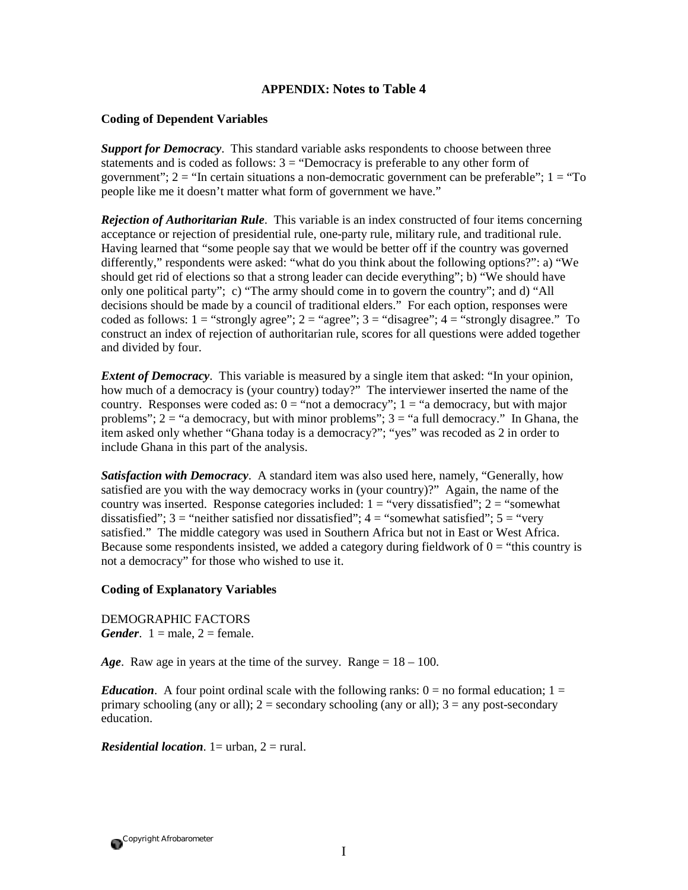## APPENDIX: Notes to Table 4

### Coding of Dependent Variables

***Support for Democracy***. This standard variable asks respondents to choose between three statements and is coded as follows: 3 = "Democracy is preferable to any other form of government"; 2 = "In certain situations a non-democratic government can be preferable"; 1 = "To people like me it doesn't matter what form of government we have."

***Rejection of Authoritarian Rule***. This variable is an index constructed of four items concerning acceptance or rejection of presidential rule, one-party rule, military rule, and traditional rule. Having learned that "some people say that we would be better off if the country was governed differently," respondents were asked: "what do you think about the following options?": a) "We should get rid of elections so that a strong leader can decide everything"; b) "We should have only one political party"; c) "The army should come in to govern the country"; and d) "All decisions should be made by a council of traditional elders." For each option, responses were coded as follows: 1 = "strongly agree"; 2 = "agree"; 3 = "disagree"; 4 = "strongly disagree." To construct an index of rejection of authoritarian rule, scores for all questions were added together and divided by four.

***Extent of Democracy***. This variable is measured by a single item that asked: "In your opinion, how much of a democracy is (your country) today?" The interviewer inserted the name of the country. Responses were coded as: 0 = "not a democracy"; 1 = "a democracy, but with major problems"; 2 = "a democracy, but with minor problems"; 3 = "a full democracy." In Ghana, the item asked only whether "Ghana today is a democracy?"; "yes" was recoded as 2 in order to include Ghana in this part of the analysis.

***Satisfaction with Democracy***. A standard item was also used here, namely, "Generally, how satisfied are you with the way democracy works in (your country)?" Again, the name of the country was inserted. Response categories included: 1 = "very dissatisfied"; 2 = "somewhat dissatisfied"; 3 = "neither satisfied nor dissatisfied"; 4 = "somewhat satisfied"; 5 = "very satisfied." The middle category was used in Southern Africa but not in East or West Africa. Because some respondents insisted, we added a category during fieldwork of 0 = "this country is not a democracy" for those who wished to use it.

### Coding of Explanatory Variables

DEMOGRAPHIC FACTORS
***Gender***. 1 = male, 2 = female.

***Age***. Raw age in years at the time of the survey. Range = 18 – 100.

***Education***. A four point ordinal scale with the following ranks: 0 = no formal education; 1 = primary schooling (any or all); 2 = secondary schooling (any or all); 3 = any post-secondary education.

***Residential location***. 1= urban, 2 = rural.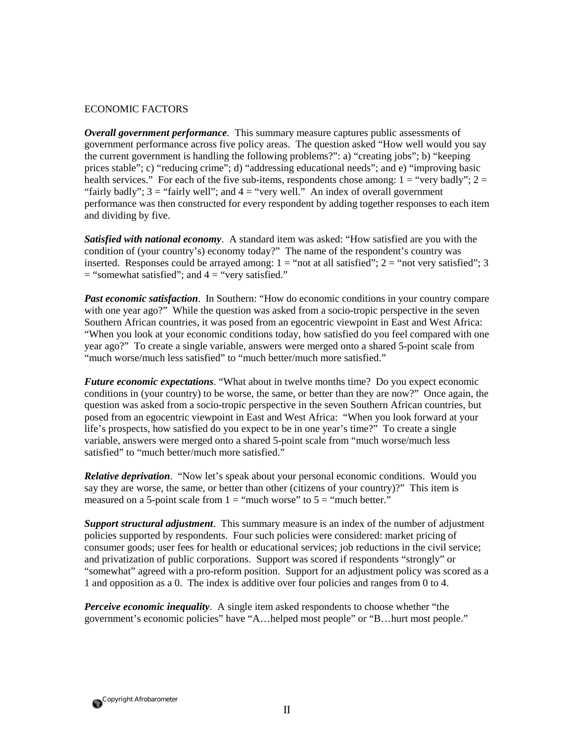ECONOMIC FACTORS

***Overall government performance***. This summary measure captures public assessments of government performance across five policy areas. The question asked "How well would you say the current government is handling the following problems?": a) "creating jobs"; b) "keeping prices stable"; c) "reducing crime"; d) "addressing educational needs"; and e) "improving basic health services." For each of the five sub-items, respondents chose among: 1 = "very badly"; 2 = "fairly badly"; 3 = "fairly well"; and 4 = "very well." An index of overall government performance was then constructed for every respondent by adding together responses to each item and dividing by five.

***Satisfied with national economy***. A standard item was asked: "How satisfied are you with the condition of (your country's) economy today?" The name of the respondent's country was inserted. Responses could be arrayed among: 1 = "not at all satisfied"; 2 = "not very satisfied"; 3 = "somewhat satisfied"; and 4 = "very satisfied."

***Past economic satisfaction***. In Southern: "How do economic conditions in your country compare with one year ago?" While the question was asked from a socio-tropic perspective in the seven Southern African countries, it was posed from an egocentric viewpoint in East and West Africa: "When you look at your economic conditions today, how satisfied do you feel compared with one year ago?" To create a single variable, answers were merged onto a shared 5-point scale from "much worse/much less satisfied" to "much better/much more satisfied."

***Future economic expectations***. "What about in twelve months time? Do you expect economic conditions in (your country) to be worse, the same, or better than they are now?" Once again, the question was asked from a socio-tropic perspective in the seven Southern African countries, but posed from an egocentric viewpoint in East and West Africa: "When you look forward at your life's prospects, how satisfied do you expect to be in one year's time?" To create a single variable, answers were merged onto a shared 5-point scale from "much worse/much less satisfied" to "much better/much more satisfied."

***Relative deprivation***. "Now let's speak about your personal economic conditions. Would you say they are worse, the same, or better than other (citizens of your country)?" This item is measured on a 5-point scale from 1 = "much worse" to 5 = "much better."

***Support structural adjustment***. This summary measure is an index of the number of adjustment policies supported by respondents. Four such policies were considered: market pricing of consumer goods; user fees for health or educational services; job reductions in the civil service; and privatization of public corporations. Support was scored if respondents "strongly" or "somewhat" agreed with a pro-reform position. Support for an adjustment policy was scored as a 1 and opposition as a 0. The index is additive over four policies and ranges from 0 to 4.

***Perceive economic inequality***. A single item asked respondents to choose whether "the government's economic policies" have "A…helped most people" or "B…hurt most people."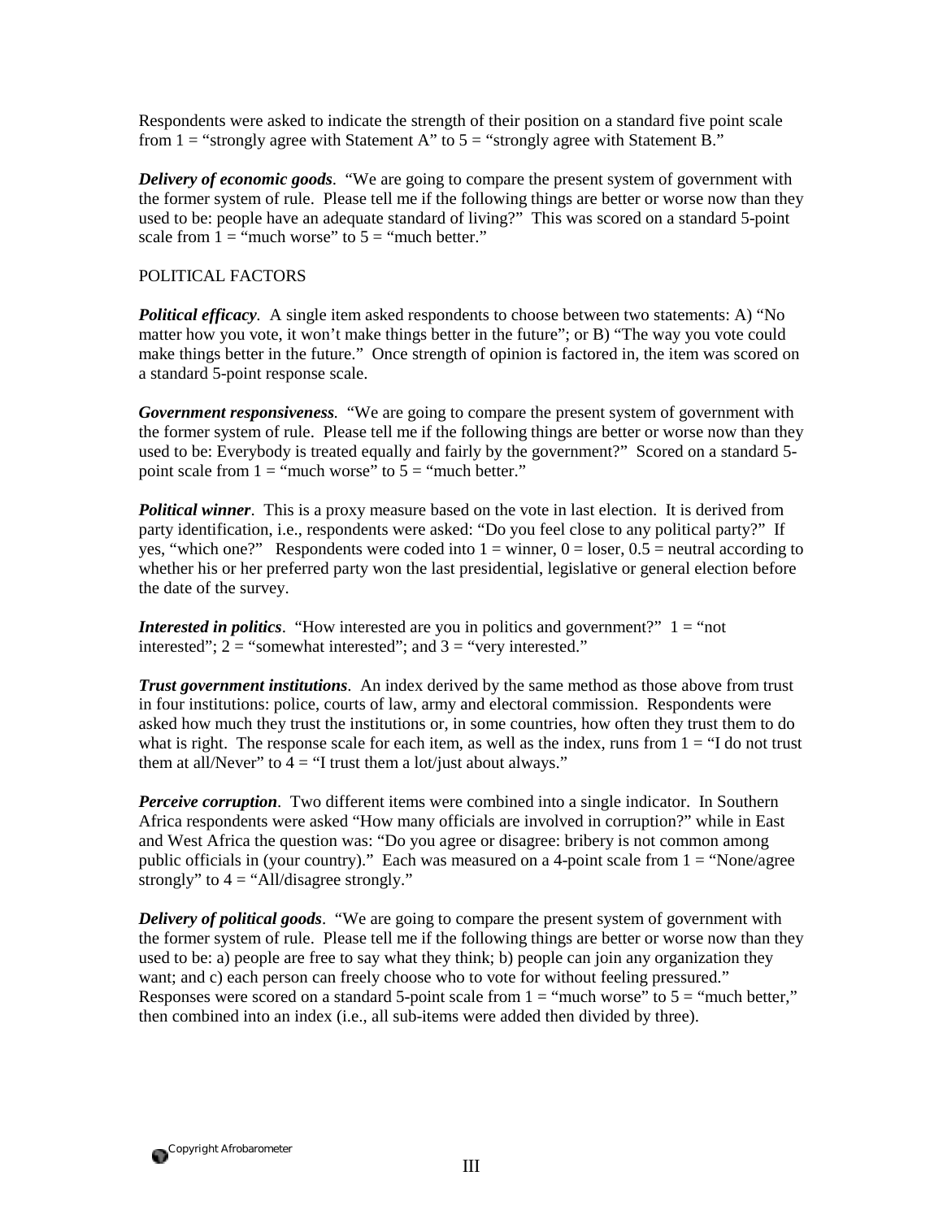Respondents were asked to indicate the strength of their position on a standard five point scale from 1 = "strongly agree with Statement A" to 5 = "strongly agree with Statement B."

***Delivery of economic goods***. "We are going to compare the present system of government with the former system of rule. Please tell me if the following things are better or worse now than they used to be: people have an adequate standard of living?" This was scored on a standard 5-point scale from 1 = "much worse" to 5 = "much better."

POLITICAL FACTORS

***Political efficacy***. A single item asked respondents to choose between two statements: A) "No matter how you vote, it won't make things better in the future"; or B) "The way you vote could make things better in the future." Once strength of opinion is factored in, the item was scored on a standard 5-point response scale.

***Government responsiveness***. "We are going to compare the present system of government with the former system of rule. Please tell me if the following things are better or worse now than they used to be: Everybody is treated equally and fairly by the government?" Scored on a standard 5-point scale from 1 = "much worse" to 5 = "much better."

***Political winner***. This is a proxy measure based on the vote in last election. It is derived from party identification, i.e., respondents were asked: "Do you feel close to any political party?" If yes, "which one?" Respondents were coded into 1 = winner, 0 = loser, 0.5 = neutral according to whether his or her preferred party won the last presidential, legislative or general election before the date of the survey.

***Interested in politics***. "How interested are you in politics and government?" 1 = "not interested"; 2 = "somewhat interested"; and 3 = "very interested."

***Trust government institutions***. An index derived by the same method as those above from trust in four institutions: police, courts of law, army and electoral commission. Respondents were asked how much they trust the institutions or, in some countries, how often they trust them to do what is right. The response scale for each item, as well as the index, runs from 1 = "I do not trust them at all/Never" to 4 = "I trust them a lot/just about always."

***Perceive corruption***. Two different items were combined into a single indicator. In Southern Africa respondents were asked "How many officials are involved in corruption?" while in East and West Africa the question was: "Do you agree or disagree: bribery is not common among public officials in (your country)." Each was measured on a 4-point scale from 1 = "None/agree strongly" to 4 = "All/disagree strongly."

***Delivery of political goods***. "We are going to compare the present system of government with the former system of rule. Please tell me if the following things are better or worse now than they used to be: a) people are free to say what they think; b) people can join any organization they want; and c) each person can freely choose who to vote for without feeling pressured." Responses were scored on a standard 5-point scale from 1 = "much worse" to 5 = "much better," then combined into an index (i.e., all sub-items were added then divided by three).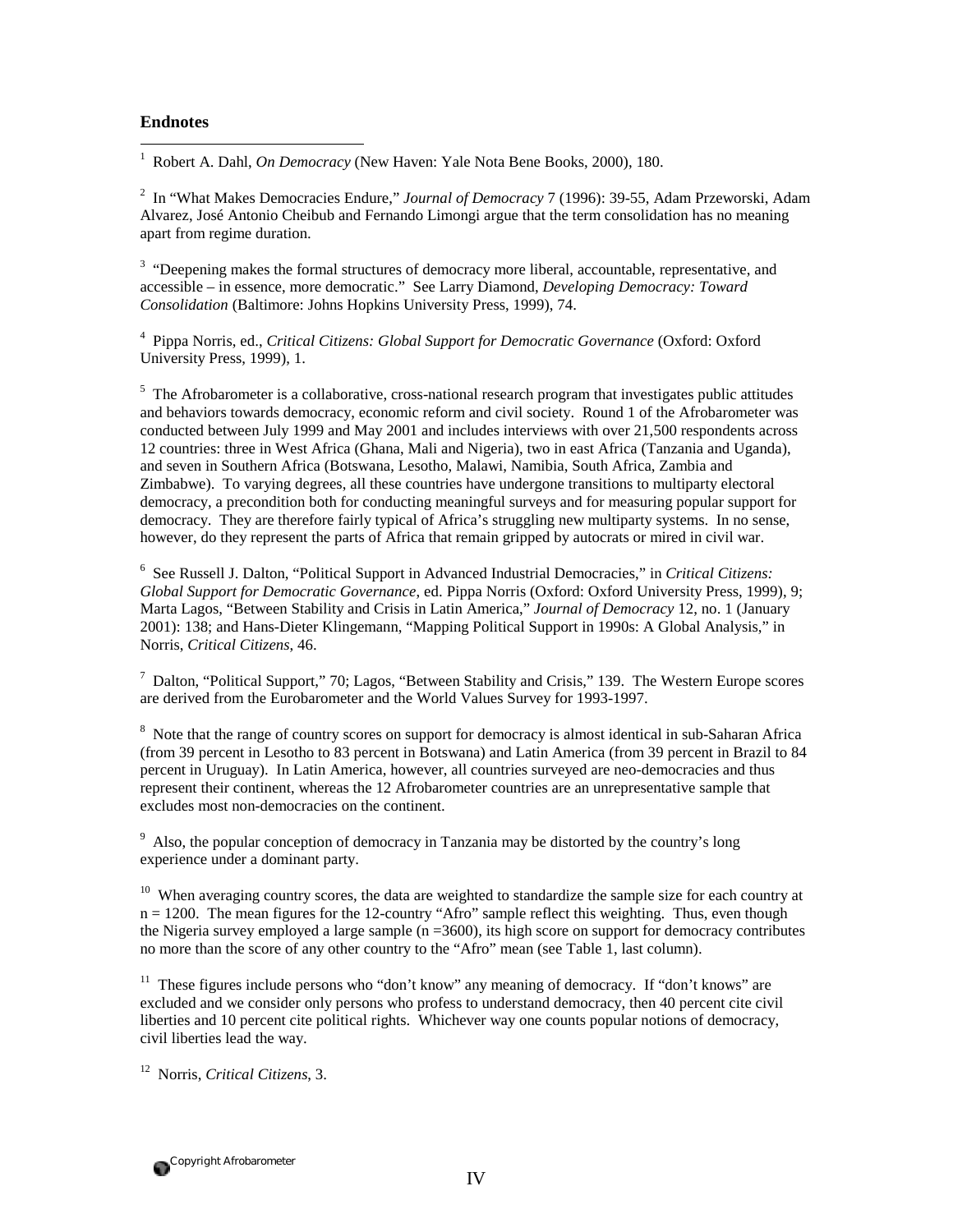## Endnotes

[1] Robert A. Dahl, *On Democracy* (New Haven: Yale Nota Bene Books, 2000), 180.

[2] In "What Makes Democracies Endure," *Journal of Democracy* 7 (1996): 39-55, Adam Przeworski, Adam Alvarez, José Antonio Cheibub and Fernando Limongi argue that the term consolidation has no meaning apart from regime duration.

[3] "Deepening makes the formal structures of democracy more liberal, accountable, representative, and accessible – in essence, more democratic." See Larry Diamond, *Developing Democracy: Toward Consolidation* (Baltimore: Johns Hopkins University Press, 1999), 74.

[4] Pippa Norris, ed., *Critical Citizens: Global Support for Democratic Governance* (Oxford: Oxford University Press, 1999), 1.

[5] The Afrobarometer is a collaborative, cross-national research program that investigates public attitudes and behaviors towards democracy, economic reform and civil society. Round 1 of the Afrobarometer was conducted between July 1999 and May 2001 and includes interviews with over 21,500 respondents across 12 countries: three in West Africa (Ghana, Mali and Nigeria), two in east Africa (Tanzania and Uganda), and seven in Southern Africa (Botswana, Lesotho, Malawi, Namibia, South Africa, Zambia and Zimbabwe). To varying degrees, all these countries have undergone transitions to multiparty electoral democracy, a precondition both for conducting meaningful surveys and for measuring popular support for democracy. They are therefore fairly typical of Africa's struggling new multiparty systems. In no sense, however, do they represent the parts of Africa that remain gripped by autocrats or mired in civil war.

[6] See Russell J. Dalton, "Political Support in Advanced Industrial Democracies," in *Critical Citizens: Global Support for Democratic Governance*, ed. Pippa Norris (Oxford: Oxford University Press, 1999), 9; Marta Lagos, "Between Stability and Crisis in Latin America," *Journal of Democracy* 12, no. 1 (January 2001): 138; and Hans-Dieter Klingemann, "Mapping Political Support in 1990s: A Global Analysis," in Norris, *Critical Citizens*, 46.

[7] Dalton, "Political Support," 70; Lagos, "Between Stability and Crisis," 139. The Western Europe scores are derived from the Eurobarometer and the World Values Survey for 1993-1997.

[8] Note that the range of country scores on support for democracy is almost identical in sub-Saharan Africa (from 39 percent in Lesotho to 83 percent in Botswana) and Latin America (from 39 percent in Brazil to 84 percent in Uruguay). In Latin America, however, all countries surveyed are neo-democracies and thus represent their continent, whereas the 12 Afrobarometer countries are an unrepresentative sample that excludes most non-democracies on the continent.

[9] Also, the popular conception of democracy in Tanzania may be distorted by the country's long experience under a dominant party.

[10] When averaging country scores, the data are weighted to standardize the sample size for each country at $n = 1200$. The mean figures for the 12-country "Afro" sample reflect this weighting. Thus, even though the Nigeria survey employed a large sample ($n = 3600$), its high score on support for democracy contributes no more than the score of any other country to the "Afro" mean (see Table 1, last column).

[11] These figures include persons who "don't know" any meaning of democracy. If "don't knows" are excluded and we consider only persons who profess to understand democracy, then 40 percent cite civil liberties and 10 percent cite political rights. Whichever way one counts popular notions of democracy, civil liberties lead the way.

[12] Norris, *Critical Citizens*, 3.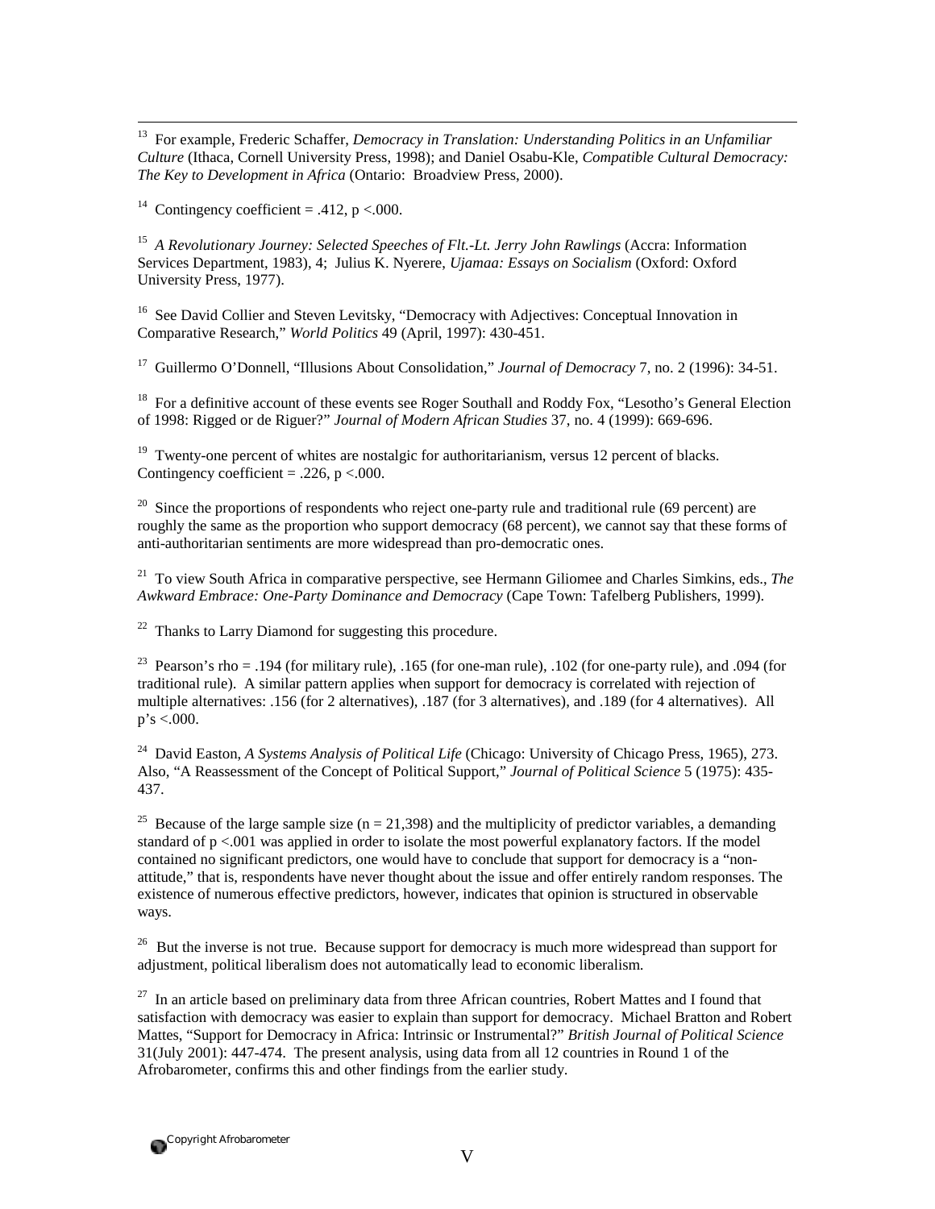[13] For example, Frederic Schaffer, *Democracy in Translation: Understanding Politics in an Unfamiliar Culture* (Ithaca, Cornell University Press, 1998); and Daniel Osabu-Kle, *Compatible Cultural Democracy: The Key to Development in Africa* (Ontario: Broadview Press, 2000).

[14] Contingency coefficient = .412, $p < .000$.

[15] *A Revolutionary Journey: Selected Speeches of Flt.-Lt. Jerry John Rawlings* (Accra: Information Services Department, 1983), 4; Julius K. Nyerere, *Ujamaa: Essays on Socialism* (Oxford: Oxford University Press, 1977).

[16] See David Collier and Steven Levitsky, "Democracy with Adjectives: Conceptual Innovation in Comparative Research," *World Politics* 49 (April, 1997): 430-451.

[17] Guillermo O'Donnell, "Illusions About Consolidation," *Journal of Democracy* 7, no. 2 (1996): 34-51.

[18] For a definitive account of these events see Roger Southall and Roddy Fox, "Lesotho's General Election of 1998: Rigged or de Riguer?" *Journal of Modern African Studies* 37, no. 4 (1999): 669-696.

[19] Twenty-one percent of whites are nostalgic for authoritarianism, versus 12 percent of blacks. Contingency coefficient = .226, $p < .000$.

[20] Since the proportions of respondents who reject one-party rule and traditional rule (69 percent) are roughly the same as the proportion who support democracy (68 percent), we cannot say that these forms of anti-authoritarian sentiments are more widespread than pro-democratic ones.

[21] To view South Africa in comparative perspective, see Hermann Giliomee and Charles Simkins, eds., *The Awkward Embrace: One-Party Dominance and Democracy* (Cape Town: Tafelberg Publishers, 1999).

[22] Thanks to Larry Diamond for suggesting this procedure.

[23] Pearson's rho = .194 (for military rule), .165 (for one-man rule), .102 (for one-party rule), and .094 (for traditional rule). A similar pattern applies when support for democracy is correlated with rejection of multiple alternatives: .156 (for 2 alternatives), .187 (for 3 alternatives), and .189 (for 4 alternatives). All $p$'s $< .000$.

[24] David Easton, *A Systems Analysis of Political Life* (Chicago: University of Chicago Press, 1965), 273. Also, "A Reassessment of the Concept of Political Support," *Journal of Political Science* 5 (1975): 435-437.

[25] Because of the large sample size ($n = 21,398$) and the multiplicity of predictor variables, a demanding standard of $p < .001$ was applied in order to isolate the most powerful explanatory factors. If the model contained no significant predictors, one would have to conclude that support for democracy is a "non-attitude," that is, respondents have never thought about the issue and offer entirely random responses. The existence of numerous effective predictors, however, indicates that opinion is structured in observable ways.

[26] But the inverse is not true. Because support for democracy is much more widespread than support for adjustment, political liberalism does not automatically lead to economic liberalism.

[27] In an article based on preliminary data from three African countries, Robert Mattes and I found that satisfaction with democracy was easier to explain than support for democracy. Michael Bratton and Robert Mattes, "Support for Democracy in Africa: Intrinsic or Instrumental?" *British Journal of Political Science* 31(July 2001): 447-474. The present analysis, using data from all 12 countries in Round 1 of the Afrobarometer, confirms this and other findings from the earlier study.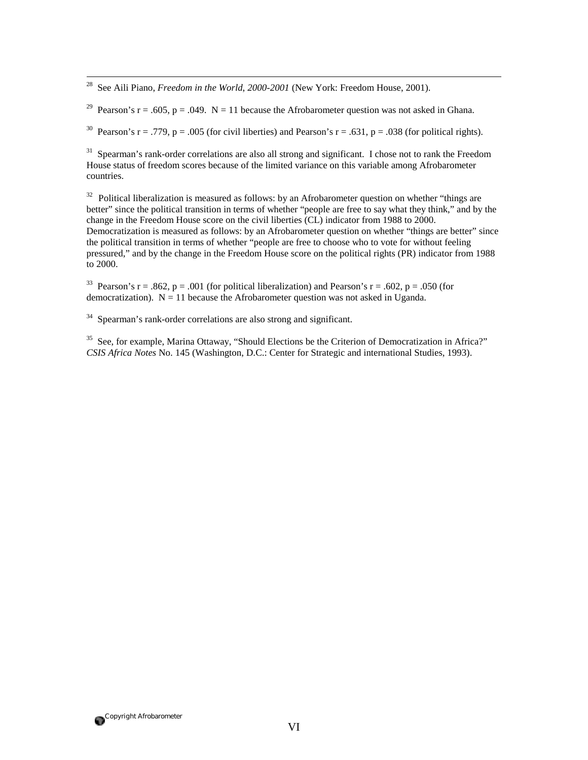[28] See Aili Piano, *Freedom in the World, 2000-2001* (New York: Freedom House, 2001).

[29] Pearson's r = .605, p = .049. N = 11 because the Afrobarometer question was not asked in Ghana.

[30] Pearson's r = .779, p = .005 (for civil liberties) and Pearson's r = .631, p = .038 (for political rights).

[31] Spearman's rank-order correlations are also all strong and significant. I chose not to rank the Freedom House status of freedom scores because of the limited variance on this variable among Afrobarometer countries.

[32] Political liberalization is measured as follows: by an Afrobarometer question on whether "things are better" since the political transition in terms of whether "people are free to say what they think," and by the change in the Freedom House score on the civil liberties (CL) indicator from 1988 to 2000. Democratization is measured as follows: by an Afrobarometer question on whether "things are better" since the political transition in terms of whether "people are free to choose who to vote for without feeling pressured," and by the change in the Freedom House score on the political rights (PR) indicator from 1988 to 2000.

[33] Pearson's r = .862, p = .001 (for political liberalization) and Pearson's r = .602, p = .050 (for democratization). N = 11 because the Afrobarometer question was not asked in Uganda.

[34] Spearman's rank-order correlations are also strong and significant.

[35] See, for example, Marina Ottaway, "Should Elections be the Criterion of Democratization in Africa?" *CSIS Africa Notes* No. 145 (Washington, D.C.: Center for Strategic and international Studies, 1993).